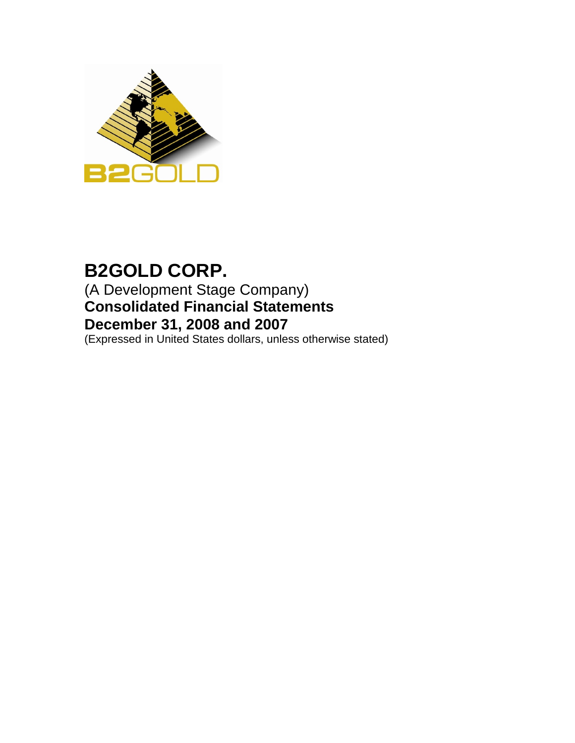# B2GOLD CORP.

(A Development Stage Company)

**Consolidated Financial Statements**

**December 31, 2008 and 2007**

(Expressed in United States dollars, unless otherwise stated)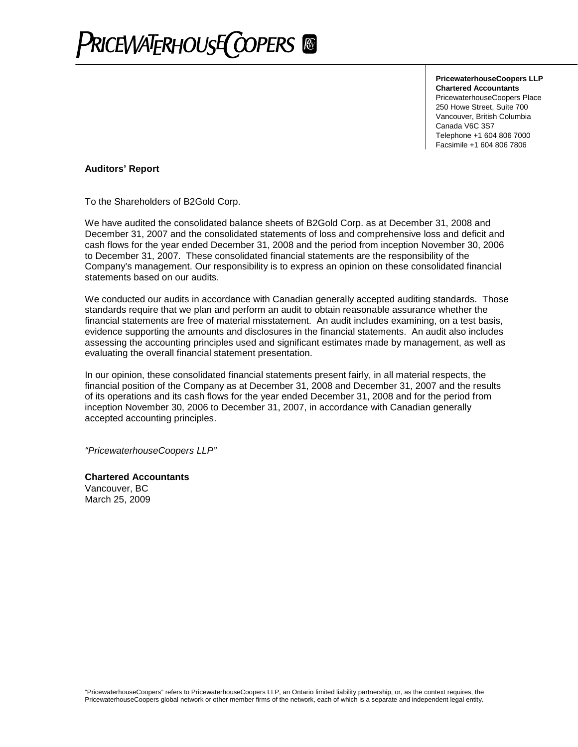PRICEWATERHOUSECOOPERS

**PricewaterhouseCoopers LLP**
**Chartered Accountants**
PricewaterhouseCoopers Place
250 Howe Street, Suite 700
Vancouver, British Columbia
Canada V6C 3S7
Telephone +1 604 806 7000
Facsimile +1 604 806 7806

## Auditors' Report

To the Shareholders of B2Gold Corp.

We have audited the consolidated balance sheets of B2Gold Corp. as at December 31, 2008 and December 31, 2007 and the consolidated statements of loss and comprehensive loss and deficit and cash flows for the year ended December 31, 2008 and the period from inception November 30, 2006 to December 31, 2007. These consolidated financial statements are the responsibility of the Company's management. Our responsibility is to express an opinion on these consolidated financial statements based on our audits.

We conducted our audits in accordance with Canadian generally accepted auditing standards. Those standards require that we plan and perform an audit to obtain reasonable assurance whether the financial statements are free of material misstatement. An audit includes examining, on a test basis, evidence supporting the amounts and disclosures in the financial statements. An audit also includes assessing the accounting principles used and significant estimates made by management, as well as evaluating the overall financial statement presentation.

In our opinion, these consolidated financial statements present fairly, in all material respects, the financial position of the Company as at December 31, 2008 and December 31, 2007 and the results of its operations and its cash flows for the year ended December 31, 2008 and for the period from inception November 30, 2006 to December 31, 2007, in accordance with Canadian generally accepted accounting principles.

*"PricewaterhouseCoopers LLP"*

**Chartered Accountants**
Vancouver, BC
March 25, 2009

"PricewaterhouseCoopers" refers to PricewaterhouseCoopers LLP, an Ontario limited liability partnership, or, as the context requires, the PricewaterhouseCoopers global network or other member firms of the network, each of which is a separate and independent legal entity.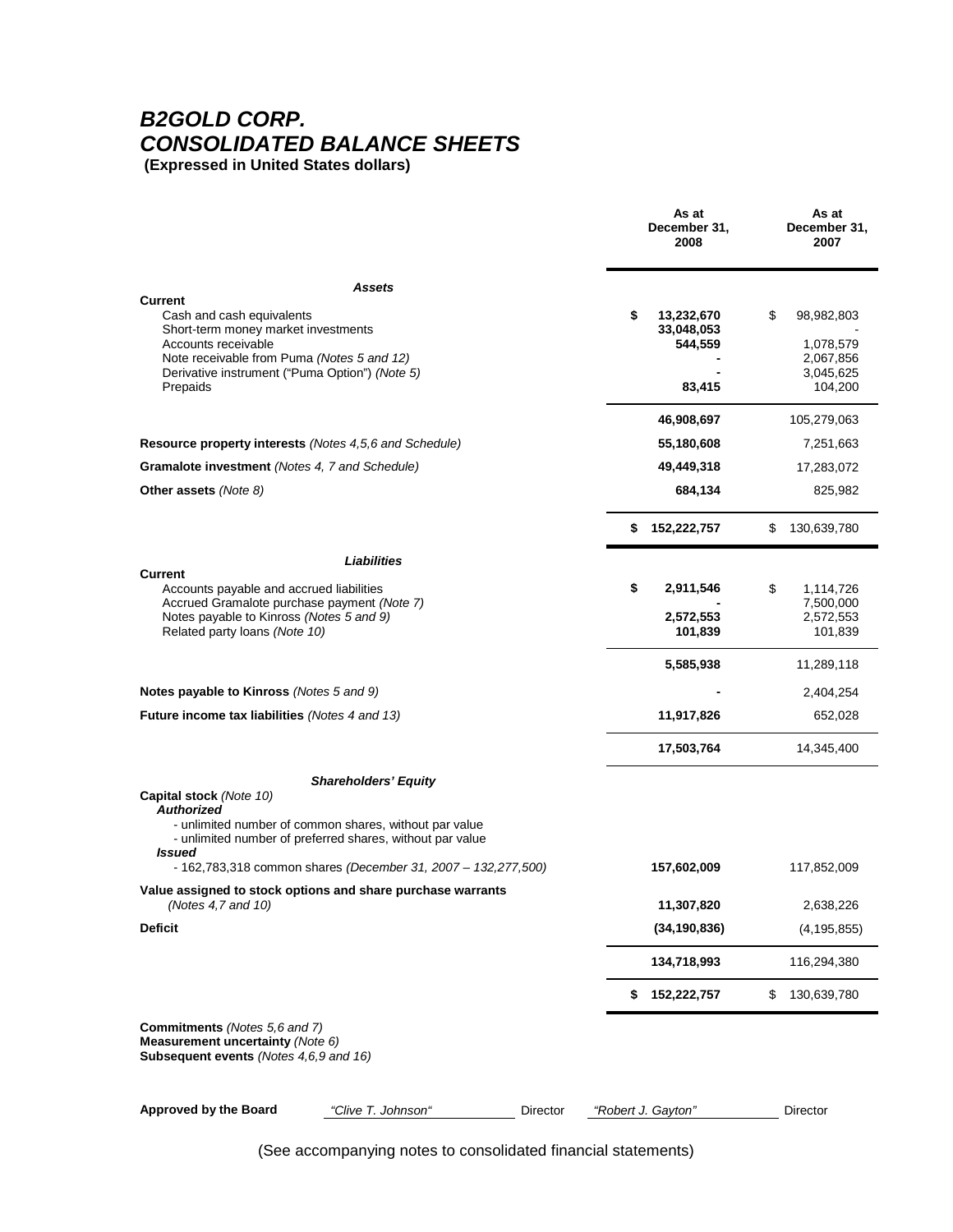# B2GOLD CORP.
# CONSOLIDATED BALANCE SHEETS
**(Expressed in United States dollars)**

| | As at December 31, 2008 | As at December 31, 2007 |
|---|---|---|
| ***Assets*** | | |
| **Current** | | |
| Cash and cash equivalents | **$ 13,232,670** | $ 98,982,803 |
| Short-term money market investments | **33,048,053** | - |
| Accounts receivable | **544,559** | 1,078,579 |
| Note receivable from Puma *(Notes 5 and 12)* | **-** | 2,067,856 |
| Derivative instrument ("Puma Option") *(Note 5)* | **-** | 3,045,625 |
| Prepaids | **83,415** | 104,200 |
| | **46,908,697** | 105,279,063 |
| **Resource property interests** *(Notes 4,5,6 and Schedule)* | **55,180,608** | 7,251,663 |
| **Gramalote investment** *(Notes 4, 7 and Schedule)* | **49,449,318** | 17,283,072 |
| **Other assets** *(Note 8)* | **684,134** | 825,982 |
| | **$ 152,222,757** | $ 130,639,780 |
| ***Liabilities*** | | |
| **Current** | | |
| Accounts payable and accrued liabilities | **$ 2,911,546** | $ 1,114,726 |
| Accrued Gramalote purchase payment *(Note 7)* | **-** | 7,500,000 |
| Notes payable to Kinross *(Notes 5 and 9)* | **2,572,553** | 2,572,553 |
| Related party loans *(Note 10)* | **101,839** | 101,839 |
| | **5,585,938** | 11,289,118 |
| **Notes payable to Kinross** *(Notes 5 and 9)* | **-** | 2,404,254 |
| **Future income tax liabilities** *(Notes 4 and 13)* | **11,917,826** | 652,028 |
| | **17,503,764** | 14,345,400 |
| ***Shareholders' Equity*** | | |
| **Capital stock** *(Note 10)* | | |
| ***Authorized*** | | |
| - unlimited number of common shares, without par value | | |
| - unlimited number of preferred shares, without par value | | |
| ***Issued*** | | |
| - 162,783,318 common shares *(December 31, 2007 – 132,277,500)* | **157,602,009** | 117,852,009 |
| **Value assigned to stock options and share purchase warrants** *(Notes 4,7 and 10)* | **11,307,820** | 2,638,226 |
| **Deficit** | **(34,190,836)** | (4,195,855) |
| | **134,718,993** | 116,294,380 |
| | **$ 152,222,757** | $ 130,639,780 |

**Commitments** *(Notes 5,6 and 7)*
**Measurement uncertainty** *(Note 6)*
**Subsequent events** *(Notes 4,6,9 and 16)*

**Approved by the Board** *"Clive T. Johnson"* Director *"Robert J. Gayton"* Director

(See accompanying notes to consolidated financial statements)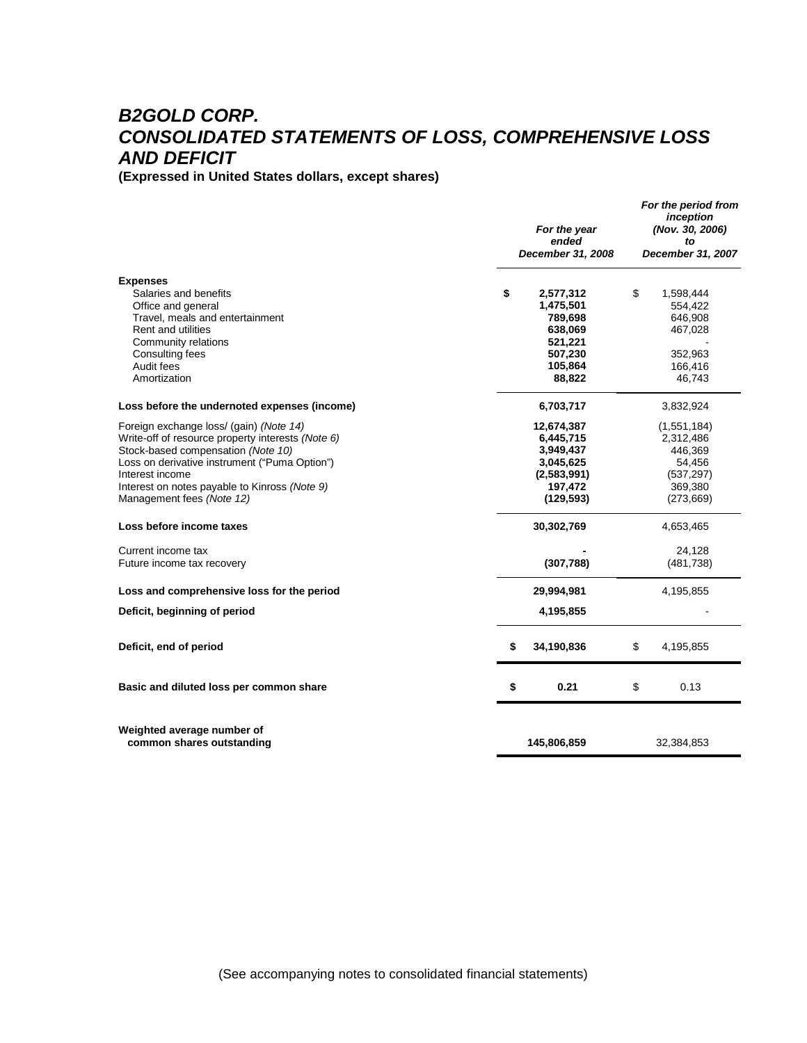# *B2GOLD CORP.*
# *CONSOLIDATED STATEMENTS OF LOSS, COMPREHENSIVE LOSS AND DEFICIT*

**(Expressed in United States dollars, except shares)**

| | *For the year ended December 31, 2008* | *For the period from inception (Nov. 30, 2006) to December 31, 2007* |
|---|---|---|
| **Expenses** | | |
| Salaries and benefits | **$ 2,577,312** | $ 1,598,444 |
| Office and general | **1,475,501** | 554,422 |
| Travel, meals and entertainment | **789,698** | 646,908 |
| Rent and utilities | **638,069** | 467,028 |
| Community relations | **521,221** | - |
| Consulting fees | **507,230** | 352,963 |
| Audit fees | **105,864** | 166,416 |
| Amortization | **88,822** | 46,743 |
| **Loss before the undernoted expenses (income)** | **6,703,717** | 3,832,924 |
| Foreign exchange loss/ (gain) *(Note 14)* | **12,674,387** | (1,551,184) |
| Write-off of resource property interests *(Note 6)* | **6,445,715** | 2,312,486 |
| Stock-based compensation *(Note 10)* | **3,949,437** | 446,369 |
| Loss on derivative instrument ("Puma Option") | **3,045,625** | 54,456 |
| Interest income | **(2,583,991)** | (537,297) |
| Interest on notes payable to Kinross *(Note 9)* | **197,472** | 369,380 |
| Management fees *(Note 12)* | **(129,593)** | (273,669) |
| **Loss before income taxes** | **30,302,769** | 4,653,465 |
| Current income tax | **-** | 24,128 |
| Future income tax recovery | **(307,788)** | (481,738) |
| **Loss and comprehensive loss for the period** | **29,994,981** | 4,195,855 |
| **Deficit, beginning of period** | **4,195,855** | - |
| **Deficit, end of period** | **$ 34,190,836** | $ 4,195,855 |
| **Basic and diluted loss per common share** | **$ 0.21** | $ 0.13 |
| **Weighted average number of common shares outstanding** | **145,806,859** | 32,384,853 |

(See accompanying notes to consolidated financial statements)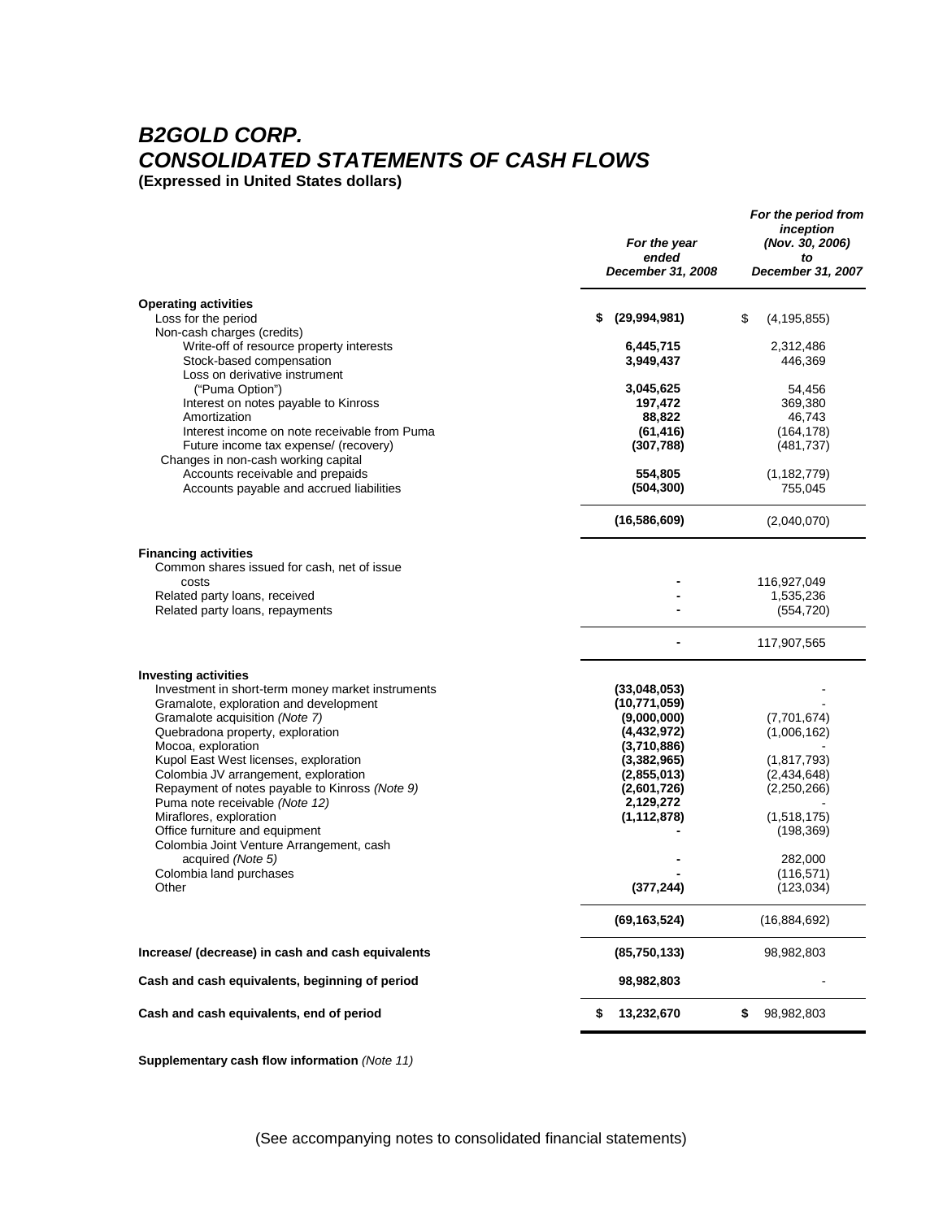# B2GOLD CORP.
# CONSOLIDATED STATEMENTS OF CASH FLOWS
**(Expressed in United States dollars)**

| | *For the year ended December 31, 2008* | *For the period from inception (Nov. 30, 2006) to December 31, 2007* |
|---|---|---|
| **Operating activities** | | |
| Loss for the period | **$ (29,994,981)** | $ (4,195,855) |
| Non-cash charges (credits) | | |
| Write-off of resource property interests | **6,445,715** | 2,312,486 |
| Stock-based compensation | **3,949,437** | 446,369 |
| Loss on derivative instrument ("Puma Option") | **3,045,625** | 54,456 |
| Interest on notes payable to Kinross | **197,472** | 369,380 |
| Amortization | **88,822** | 46,743 |
| Interest income on note receivable from Puma | **(61,416)** | (164,178) |
| Future income tax expense/ (recovery) | **(307,788)** | (481,737) |
| Changes in non-cash working capital | | |
| Accounts receivable and prepaids | **554,805** | (1,182,779) |
| Accounts payable and accrued liabilities | **(504,300)** | 755,045 |
| | **(16,586,609)** | (2,040,070) |
| **Financing activities** | | |
| Common shares issued for cash, net of issue costs | **-** | 116,927,049 |
| Related party loans, received | **-** | 1,535,236 |
| Related party loans, repayments | **-** | (554,720) |
| | **-** | 117,907,565 |
| **Investing activities** | | |
| Investment in short-term money market instruments | **(33,048,053)** | - |
| Gramalote, exploration and development | **(10,771,059)** | - |
| Gramalote acquisition *(Note 7)* | **(9,000,000)** | (7,701,674) |
| Quebradona property, exploration | **(4,432,972)** | (1,006,162) |
| Mocoa, exploration | **(3,710,886)** | - |
| Kupol East West licenses, exploration | **(3,382,965)** | (1,817,793) |
| Colombia JV arrangement, exploration | **(2,855,013)** | (2,434,648) |
| Repayment of notes payable to Kinross *(Note 9)* | **(2,601,726)** | (2,250,266) |
| Puma note receivable *(Note 12)* | **2,129,272** | - |
| Miraflores, exploration | **(1,112,878)** | (1,518,175) |
| Office furniture and equipment | **-** | (198,369) |
| Colombia Joint Venture Arrangement, cash acquired *(Note 5)* | **-** | 282,000 |
| Colombia land purchases | **-** | (116,571) |
| Other | **(377,244)** | (123,034) |
| | **(69,163,524)** | (16,884,692) |
| **Increase/ (decrease) in cash and cash equivalents** | **(85,750,133)** | 98,982,803 |
| **Cash and cash equivalents, beginning of period** | **98,982,803** | - |
| **Cash and cash equivalents, end of period** | **$ 13,232,670** | $ 98,982,803 |

**Supplementary cash flow information** *(Note 11)*

(See accompanying notes to consolidated financial statements)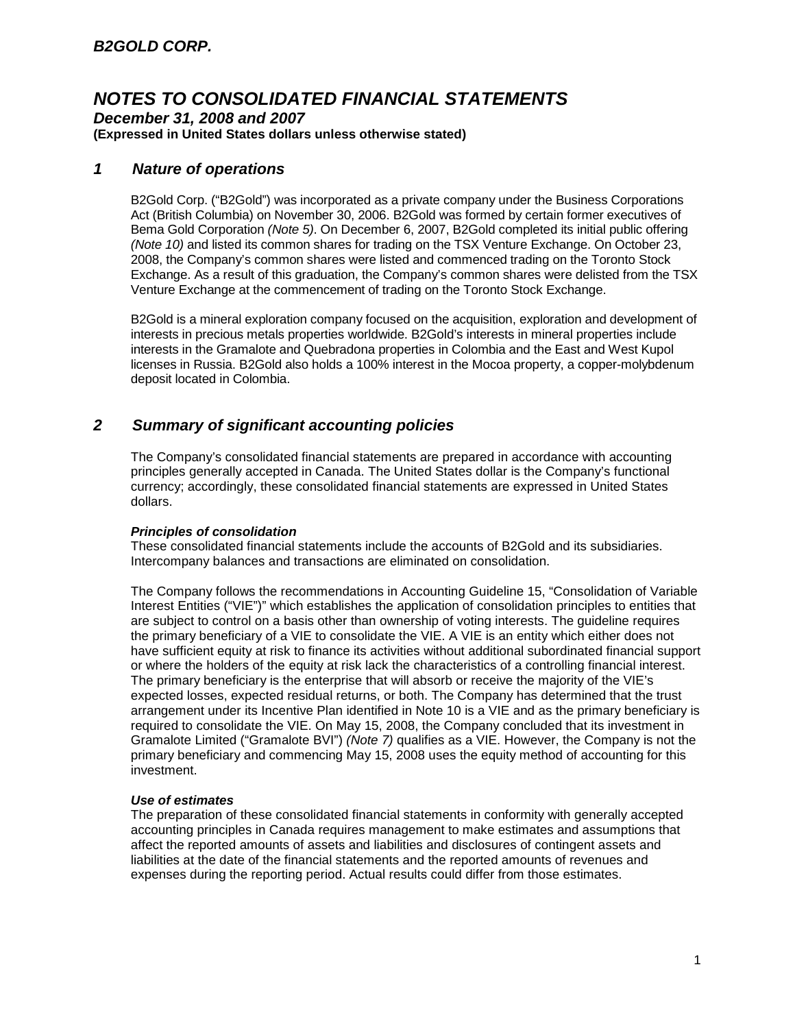## B2GOLD CORP.

# NOTES TO CONSOLIDATED FINANCIAL STATEMENTS

***December 31, 2008 and 2007***

**(Expressed in United States dollars unless otherwise stated)**

## *1 Nature of operations*

B2Gold Corp. ("B2Gold") was incorporated as a private company under the Business Corporations Act (British Columbia) on November 30, 2006. B2Gold was formed by certain former executives of Bema Gold Corporation *(Note 5)*. On December 6, 2007, B2Gold completed its initial public offering *(Note 10)* and listed its common shares for trading on the TSX Venture Exchange. On October 23, 2008, the Company's common shares were listed and commenced trading on the Toronto Stock Exchange. As a result of this graduation, the Company's common shares were delisted from the TSX Venture Exchange at the commencement of trading on the Toronto Stock Exchange.

B2Gold is a mineral exploration company focused on the acquisition, exploration and development of interests in precious metals properties worldwide. B2Gold's interests in mineral properties include interests in the Gramalote and Quebradona properties in Colombia and the East and West Kupol licenses in Russia. B2Gold also holds a 100% interest in the Mocoa property, a copper-molybdenum deposit located in Colombia.

## *2 Summary of significant accounting policies*

The Company's consolidated financial statements are prepared in accordance with accounting principles generally accepted in Canada. The United States dollar is the Company's functional currency; accordingly, these consolidated financial statements are expressed in United States dollars.

***Principles of consolidation***

These consolidated financial statements include the accounts of B2Gold and its subsidiaries. Intercompany balances and transactions are eliminated on consolidation.

The Company follows the recommendations in Accounting Guideline 15, "Consolidation of Variable Interest Entities ("VIE")" which establishes the application of consolidation principles to entities that are subject to control on a basis other than ownership of voting interests. The guideline requires the primary beneficiary of a VIE to consolidate the VIE. A VIE is an entity which either does not have sufficient equity at risk to finance its activities without additional subordinated financial support or where the holders of the equity at risk lack the characteristics of a controlling financial interest. The primary beneficiary is the enterprise that will absorb or receive the majority of the VIE's expected losses, expected residual returns, or both. The Company has determined that the trust arrangement under its Incentive Plan identified in Note 10 is a VIE and as the primary beneficiary is required to consolidate the VIE. On May 15, 2008, the Company concluded that its investment in Gramalote Limited ("Gramalote BVI") *(Note 7)* qualifies as a VIE. However, the Company is not the primary beneficiary and commencing May 15, 2008 uses the equity method of accounting for this investment.

***Use of estimates***

The preparation of these consolidated financial statements in conformity with generally accepted accounting principles in Canada requires management to make estimates and assumptions that affect the reported amounts of assets and liabilities and disclosures of contingent assets and liabilities at the date of the financial statements and the reported amounts of revenues and expenses during the reporting period. Actual results could differ from those estimates.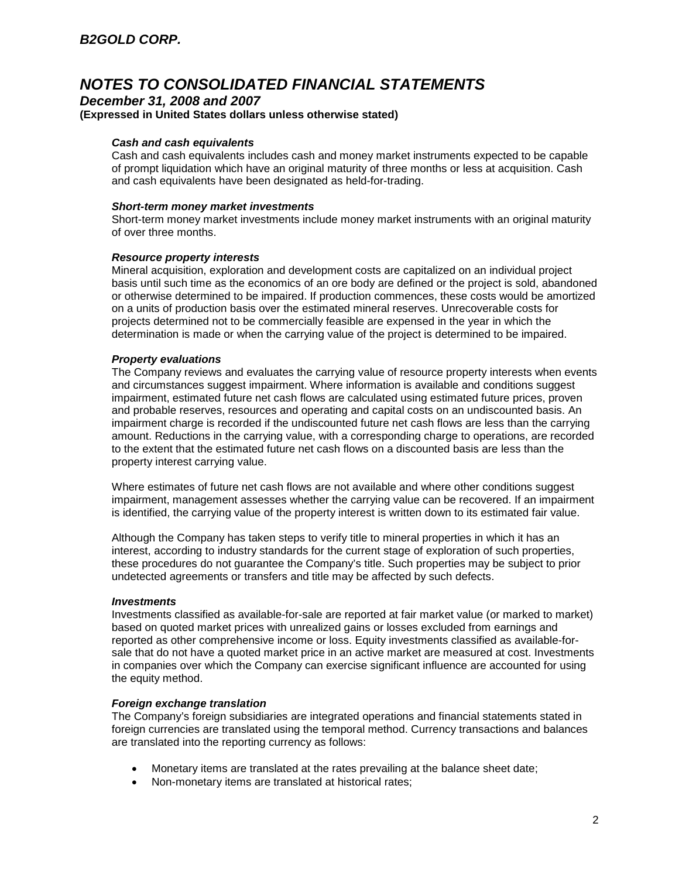### *Cash and cash equivalents*

Cash and cash equivalents includes cash and money market instruments expected to be capable of prompt liquidation which have an original maturity of three months or less at acquisition. Cash and cash equivalents have been designated as held-for-trading.

### *Short-term money market investments*

Short-term money market investments include money market instruments with an original maturity of over three months.

### *Resource property interests*

Mineral acquisition, exploration and development costs are capitalized on an individual project basis until such time as the economics of an ore body are defined or the project is sold, abandoned or otherwise determined to be impaired. If production commences, these costs would be amortized on a units of production basis over the estimated mineral reserves. Unrecoverable costs for projects determined not to be commercially feasible are expensed in the year in which the determination is made or when the carrying value of the project is determined to be impaired.

### *Property evaluations*

The Company reviews and evaluates the carrying value of resource property interests when events and circumstances suggest impairment. Where information is available and conditions suggest impairment, estimated future net cash flows are calculated using estimated future prices, proven and probable reserves, resources and operating and capital costs on an undiscounted basis. An impairment charge is recorded if the undiscounted future net cash flows are less than the carrying amount. Reductions in the carrying value, with a corresponding charge to operations, are recorded to the extent that the estimated future net cash flows on a discounted basis are less than the property interest carrying value.

Where estimates of future net cash flows are not available and where other conditions suggest impairment, management assesses whether the carrying value can be recovered. If an impairment is identified, the carrying value of the property interest is written down to its estimated fair value.

Although the Company has taken steps to verify title to mineral properties in which it has an interest, according to industry standards for the current stage of exploration of such properties, these procedures do not guarantee the Company's title. Such properties may be subject to prior undetected agreements or transfers and title may be affected by such defects.

### *Investments*

Investments classified as available-for-sale are reported at fair market value (or marked to market) based on quoted market prices with unrealized gains or losses excluded from earnings and reported as other comprehensive income or loss. Equity investments classified as available-for-sale that do not have a quoted market price in an active market are measured at cost. Investments in companies over which the Company can exercise significant influence are accounted for using the equity method.

### *Foreign exchange translation*

The Company's foreign subsidiaries are integrated operations and financial statements stated in foreign currencies are translated using the temporal method. Currency transactions and balances are translated into the reporting currency as follows:

- Monetary items are translated at the rates prevailing at the balance sheet date;
- Non-monetary items are translated at historical rates;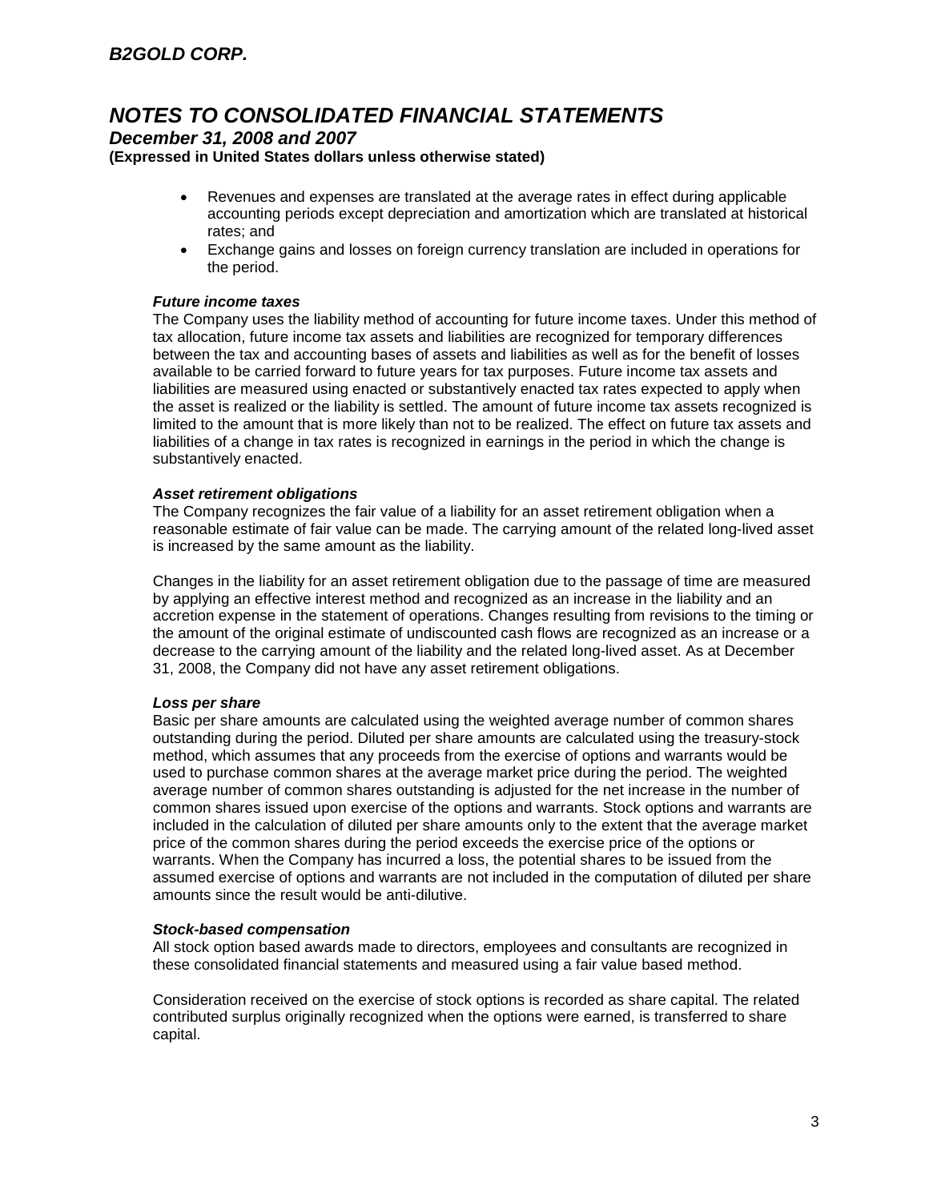- Revenues and expenses are translated at the average rates in effect during applicable accounting periods except depreciation and amortization which are translated at historical rates; and
- Exchange gains and losses on foreign currency translation are included in operations for the period.

***Future income taxes***

The Company uses the liability method of accounting for future income taxes. Under this method of tax allocation, future income tax assets and liabilities are recognized for temporary differences between the tax and accounting bases of assets and liabilities as well as for the benefit of losses available to be carried forward to future years for tax purposes. Future income tax assets and liabilities are measured using enacted or substantively enacted tax rates expected to apply when the asset is realized or the liability is settled. The amount of future income tax assets recognized is limited to the amount that is more likely than not to be realized. The effect on future tax assets and liabilities of a change in tax rates is recognized in earnings in the period in which the change is substantively enacted.

***Asset retirement obligations***

The Company recognizes the fair value of a liability for an asset retirement obligation when a reasonable estimate of fair value can be made. The carrying amount of the related long-lived asset is increased by the same amount as the liability.

Changes in the liability for an asset retirement obligation due to the passage of time are measured by applying an effective interest method and recognized as an increase in the liability and an accretion expense in the statement of operations. Changes resulting from revisions to the timing or the amount of the original estimate of undiscounted cash flows are recognized as an increase or a decrease to the carrying amount of the liability and the related long-lived asset. As at December 31, 2008, the Company did not have any asset retirement obligations.

***Loss per share***

Basic per share amounts are calculated using the weighted average number of common shares outstanding during the period. Diluted per share amounts are calculated using the treasury-stock method, which assumes that any proceeds from the exercise of options and warrants would be used to purchase common shares at the average market price during the period. The weighted average number of common shares outstanding is adjusted for the net increase in the number of common shares issued upon exercise of the options and warrants. Stock options and warrants are included in the calculation of diluted per share amounts only to the extent that the average market price of the common shares during the period exceeds the exercise price of the options or warrants. When the Company has incurred a loss, the potential shares to be issued from the assumed exercise of options and warrants are not included in the computation of diluted per share amounts since the result would be anti-dilutive.

***Stock-based compensation***

All stock option based awards made to directors, employees and consultants are recognized in these consolidated financial statements and measured using a fair value based method.

Consideration received on the exercise of stock options is recorded as share capital. The related contributed surplus originally recognized when the options were earned, is transferred to share capital.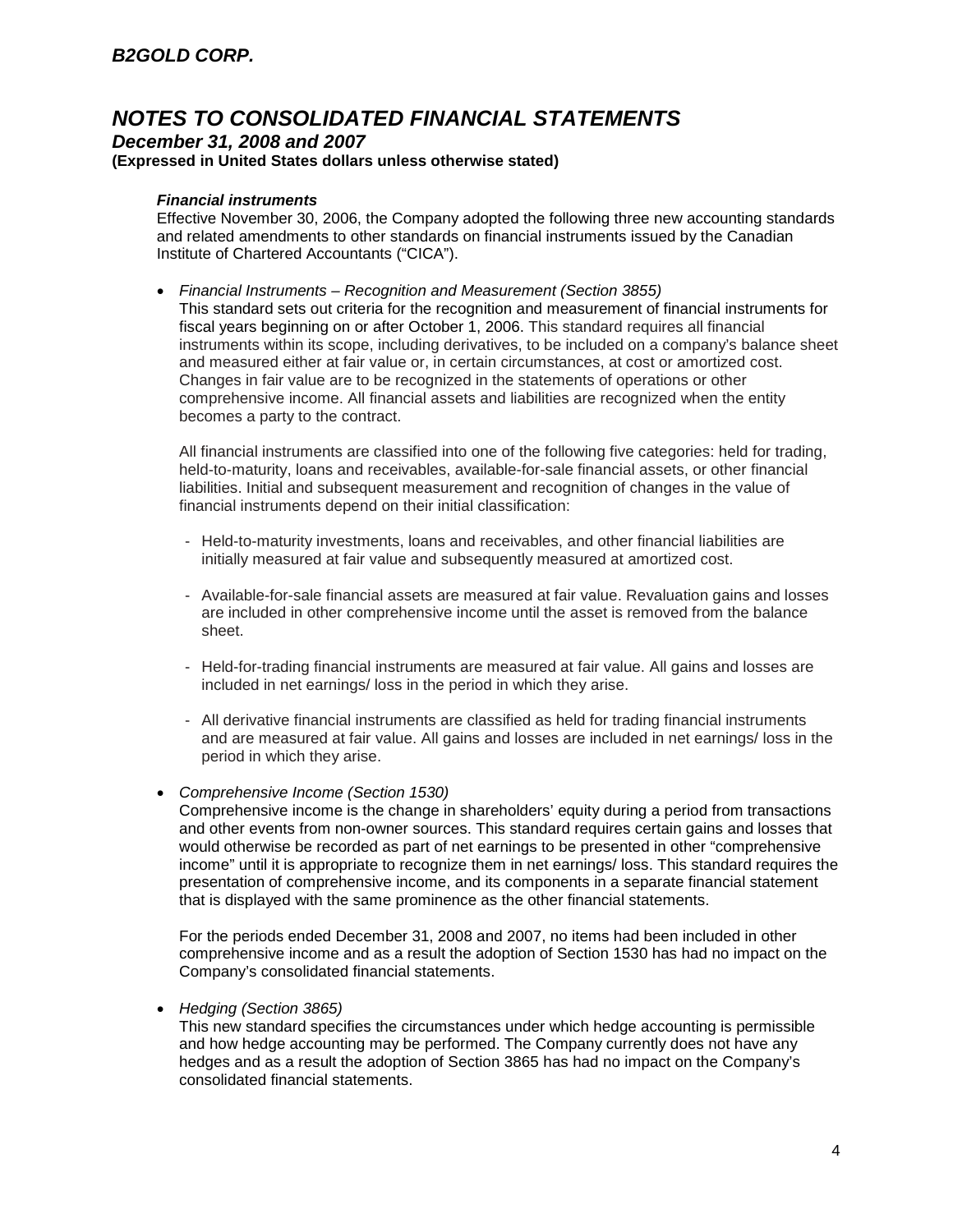### *Financial instruments*

Effective November 30, 2006, the Company adopted the following three new accounting standards and related amendments to other standards on financial instruments issued by the Canadian Institute of Chartered Accountants ("CICA").

- *Financial Instruments – Recognition and Measurement (Section 3855)*
  This standard sets out criteria for the recognition and measurement of financial instruments for fiscal years beginning on or after October 1, 2006. This standard requires all financial instruments within its scope, including derivatives, to be included on a company's balance sheet and measured either at fair value or, in certain circumstances, at cost or amortized cost. Changes in fair value are to be recognized in the statements of operations or other comprehensive income. All financial assets and liabilities are recognized when the entity becomes a party to the contract.

  All financial instruments are classified into one of the following five categories: held for trading, held-to-maturity, loans and receivables, available-for-sale financial assets, or other financial liabilities. Initial and subsequent measurement and recognition of changes in the value of financial instruments depend on their initial classification:

  - Held-to-maturity investments, loans and receivables, and other financial liabilities are initially measured at fair value and subsequently measured at amortized cost.

  - Available-for-sale financial assets are measured at fair value. Revaluation gains and losses are included in other comprehensive income until the asset is removed from the balance sheet.

  - Held-for-trading financial instruments are measured at fair value. All gains and losses are included in net earnings/ loss in the period in which they arise.

  - All derivative financial instruments are classified as held for trading financial instruments and are measured at fair value. All gains and losses are included in net earnings/ loss in the period in which they arise.

- *Comprehensive Income (Section 1530)*
  Comprehensive income is the change in shareholders' equity during a period from transactions and other events from non-owner sources. This standard requires certain gains and losses that would otherwise be recorded as part of net earnings to be presented in other "comprehensive income" until it is appropriate to recognize them in net earnings/ loss. This standard requires the presentation of comprehensive income, and its components in a separate financial statement that is displayed with the same prominence as the other financial statements.

  For the periods ended December 31, 2008 and 2007, no items had been included in other comprehensive income and as a result the adoption of Section 1530 has had no impact on the Company's consolidated financial statements.

- *Hedging (Section 3865)*
  This new standard specifies the circumstances under which hedge accounting is permissible and how hedge accounting may be performed. The Company currently does not have any hedges and as a result the adoption of Section 3865 has had no impact on the Company's consolidated financial statements.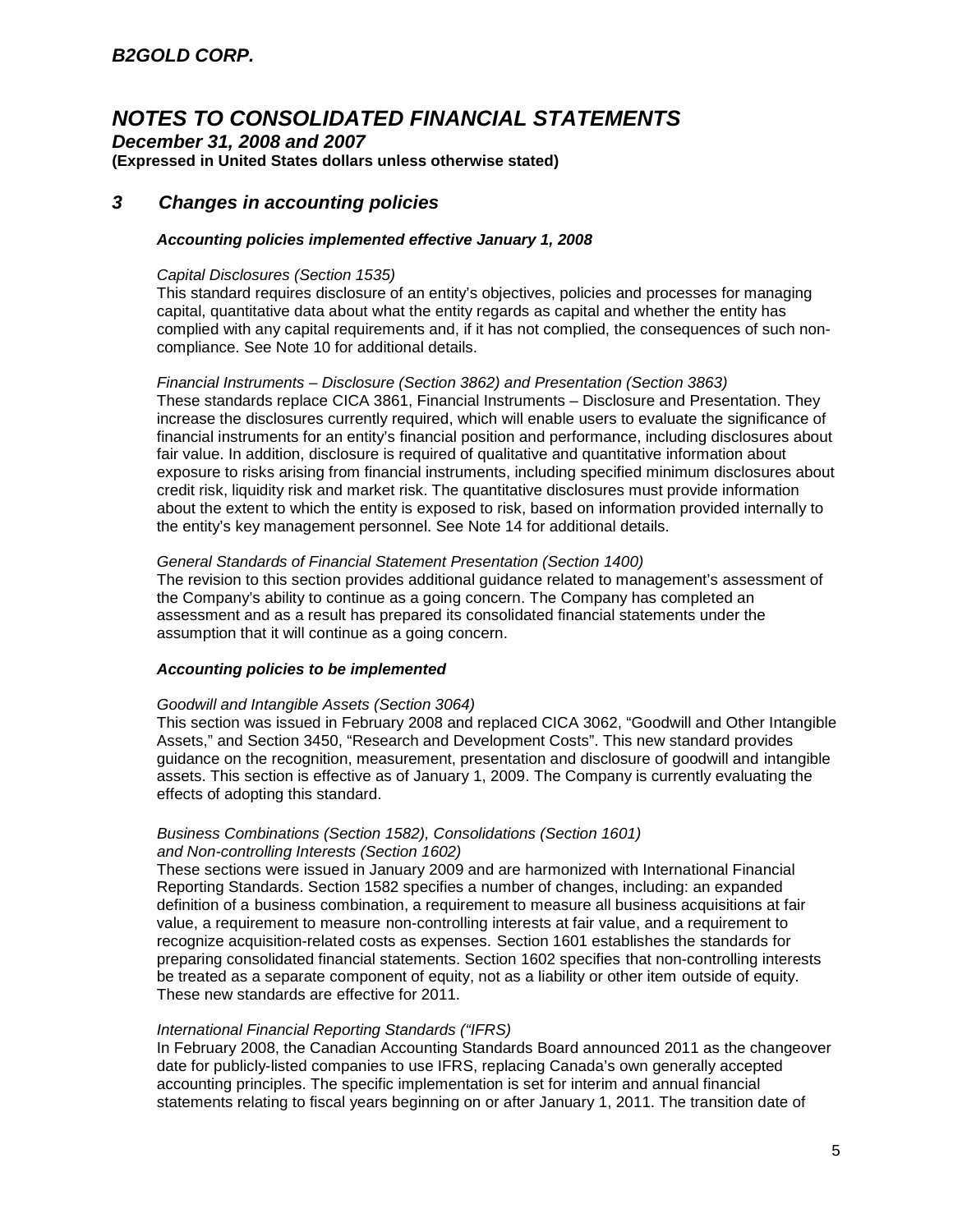## 3 Changes in accounting policies

### *Accounting policies implemented effective January 1, 2008*

*Capital Disclosures (Section 1535)*
This standard requires disclosure of an entity's objectives, policies and processes for managing capital, quantitative data about what the entity regards as capital and whether the entity has complied with any capital requirements and, if it has not complied, the consequences of such non-compliance. See Note 10 for additional details.

*Financial Instruments – Disclosure (Section 3862) and Presentation (Section 3863)*
These standards replace CICA 3861, Financial Instruments – Disclosure and Presentation. They increase the disclosures currently required, which will enable users to evaluate the significance of financial instruments for an entity's financial position and performance, including disclosures about fair value. In addition, disclosure is required of qualitative and quantitative information about exposure to risks arising from financial instruments, including specified minimum disclosures about credit risk, liquidity risk and market risk. The quantitative disclosures must provide information about the extent to which the entity is exposed to risk, based on information provided internally to the entity's key management personnel. See Note 14 for additional details.

*General Standards of Financial Statement Presentation (Section 1400)*
The revision to this section provides additional guidance related to management's assessment of the Company's ability to continue as a going concern. The Company has completed an assessment and as a result has prepared its consolidated financial statements under the assumption that it will continue as a going concern.

### *Accounting policies to be implemented*

*Goodwill and Intangible Assets (Section 3064)*
This section was issued in February 2008 and replaced CICA 3062, "Goodwill and Other Intangible Assets," and Section 3450, "Research and Development Costs". This new standard provides guidance on the recognition, measurement, presentation and disclosure of goodwill and intangible assets. This section is effective as of January 1, 2009. The Company is currently evaluating the effects of adopting this standard.

*Business Combinations (Section 1582), Consolidations (Section 1601) and Non-controlling Interests (Section 1602)*
These sections were issued in January 2009 and are harmonized with International Financial Reporting Standards. Section 1582 specifies a number of changes, including: an expanded definition of a business combination, a requirement to measure all business acquisitions at fair value, a requirement to measure non-controlling interests at fair value, and a requirement to recognize acquisition-related costs as expenses. Section 1601 establishes the standards for preparing consolidated financial statements. Section 1602 specifies that non-controlling interests be treated as a separate component of equity, not as a liability or other item outside of equity. These new standards are effective for 2011.

*International Financial Reporting Standards ("IFRS)*
In February 2008, the Canadian Accounting Standards Board announced 2011 as the changeover date for publicly-listed companies to use IFRS, replacing Canada's own generally accepted accounting principles. The specific implementation is set for interim and annual financial statements relating to fiscal years beginning on or after January 1, 2011. The transition date of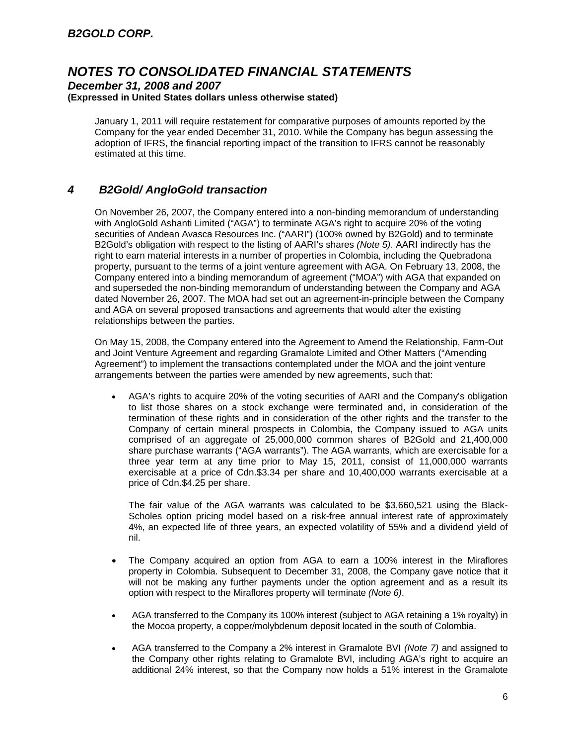January 1, 2011 will require restatement for comparative purposes of amounts reported by the Company for the year ended December 31, 2010. While the Company has begun assessing the adoption of IFRS, the financial reporting impact of the transition to IFRS cannot be reasonably estimated at this time.

## *4 B2Gold/ AngloGold transaction*

On November 26, 2007, the Company entered into a non-binding memorandum of understanding with AngloGold Ashanti Limited ("AGA") to terminate AGA's right to acquire 20% of the voting securities of Andean Avasca Resources Inc. ("AARI") (100% owned by B2Gold) and to terminate B2Gold's obligation with respect to the listing of AARI's shares *(Note 5)*. AARI indirectly has the right to earn material interests in a number of properties in Colombia, including the Quebradona property, pursuant to the terms of a joint venture agreement with AGA. On February 13, 2008, the Company entered into a binding memorandum of agreement ("MOA") with AGA that expanded on and superseded the non-binding memorandum of understanding between the Company and AGA dated November 26, 2007. The MOA had set out an agreement-in-principle between the Company and AGA on several proposed transactions and agreements that would alter the existing relationships between the parties.

On May 15, 2008, the Company entered into the Agreement to Amend the Relationship, Farm-Out and Joint Venture Agreement and regarding Gramalote Limited and Other Matters ("Amending Agreement") to implement the transactions contemplated under the MOA and the joint venture arrangements between the parties were amended by new agreements, such that:

- AGA's rights to acquire 20% of the voting securities of AARI and the Company's obligation to list those shares on a stock exchange were terminated and, in consideration of the termination of these rights and in consideration of the other rights and the transfer to the Company of certain mineral prospects in Colombia, the Company issued to AGA units comprised of an aggregate of 25,000,000 common shares of B2Gold and 21,400,000 share purchase warrants ("AGA warrants"). The AGA warrants, which are exercisable for a three year term at any time prior to May 15, 2011, consist of 11,000,000 warrants exercisable at a price of Cdn.$3.34 per share and 10,400,000 warrants exercisable at a price of Cdn.$4.25 per share.

  The fair value of the AGA warrants was calculated to be $3,660,521 using the Black-Scholes option pricing model based on a risk-free annual interest rate of approximately 4%, an expected life of three years, an expected volatility of 55% and a dividend yield of nil.

- The Company acquired an option from AGA to earn a 100% interest in the Miraflores property in Colombia. Subsequent to December 31, 2008, the Company gave notice that it will not be making any further payments under the option agreement and as a result its option with respect to the Miraflores property will terminate *(Note 6)*.

- AGA transferred to the Company its 100% interest (subject to AGA retaining a 1% royalty) in the Mocoa property, a copper/molybdenum deposit located in the south of Colombia.

- AGA transferred to the Company a 2% interest in Gramalote BVI *(Note 7)* and assigned to the Company other rights relating to Gramalote BVI, including AGA's right to acquire an additional 24% interest, so that the Company now holds a 51% interest in the Gramalote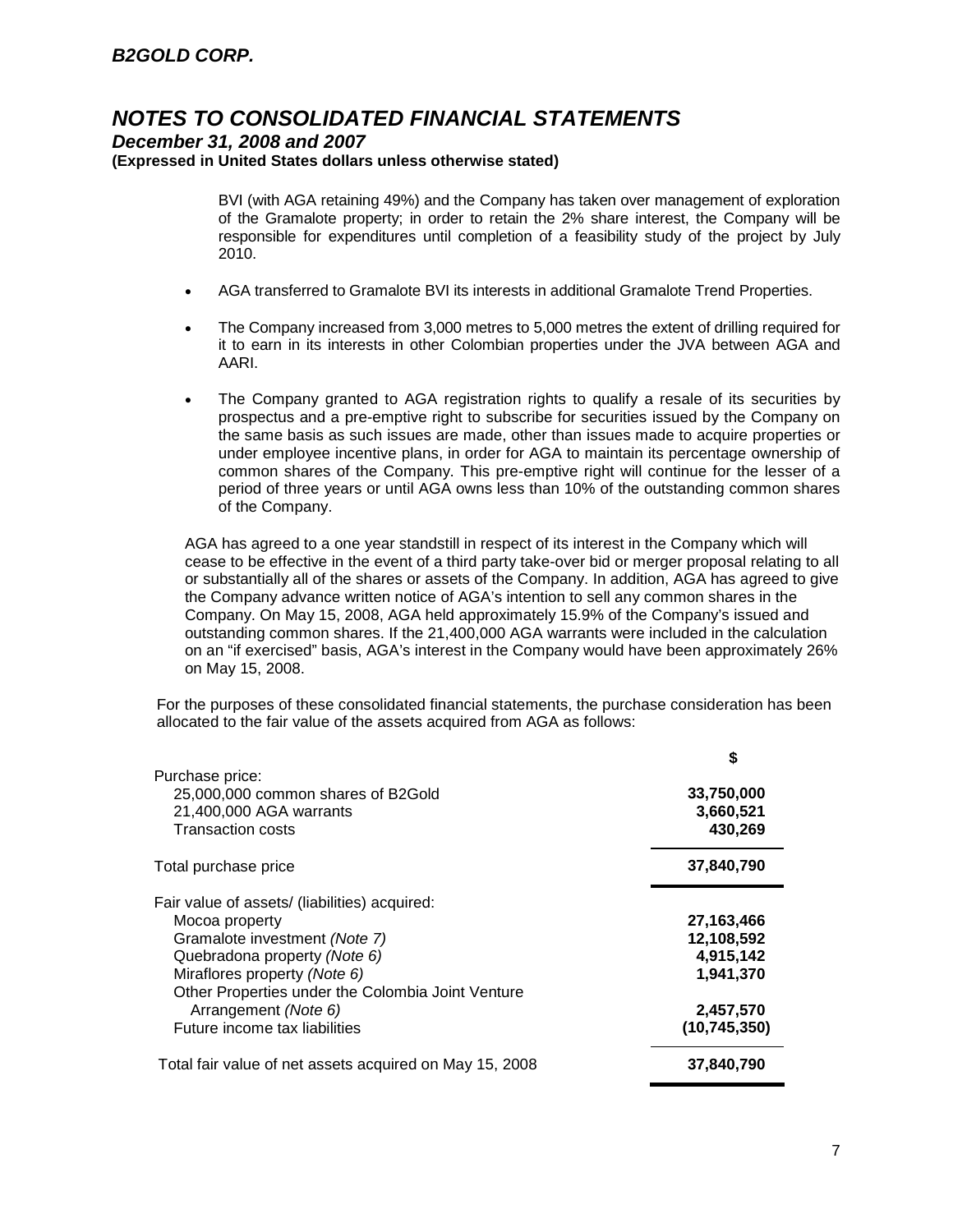BVI (with AGA retaining 49%) and the Company has taken over management of exploration of the Gramalote property; in order to retain the 2% share interest, the Company will be responsible for expenditures until completion of a feasibility study of the project by July 2010.

- AGA transferred to Gramalote BVI its interests in additional Gramalote Trend Properties.
- The Company increased from 3,000 metres to 5,000 metres the extent of drilling required for it to earn in its interests in other Colombian properties under the JVA between AGA and AARI.
- The Company granted to AGA registration rights to qualify a resale of its securities by prospectus and a pre-emptive right to subscribe for securities issued by the Company on the same basis as such issues are made, other than issues made to acquire properties or under employee incentive plans, in order for AGA to maintain its percentage ownership of common shares of the Company. This pre-emptive right will continue for the lesser of a period of three years or until AGA owns less than 10% of the outstanding common shares of the Company.

AGA has agreed to a one year standstill in respect of its interest in the Company which will cease to be effective in the event of a third party take-over bid or merger proposal relating to all or substantially all of the shares or assets of the Company. In addition, AGA has agreed to give the Company advance written notice of AGA's intention to sell any common shares in the Company. On May 15, 2008, AGA held approximately 15.9% of the Company's issued and outstanding common shares. If the 21,400,000 AGA warrants were included in the calculation on an "if exercised" basis, AGA's interest in the Company would have been approximately 26% on May 15, 2008.

For the purposes of these consolidated financial statements, the purchase consideration has been allocated to the fair value of the assets acquired from AGA as follows:

| | $ |
|---|---|
| Purchase price: | |
| 25,000,000 common shares of B2Gold | 33,750,000 |
| 21,400,000 AGA warrants | 3,660,521 |
| Transaction costs | 430,269 |
| Total purchase price | **37,840,790** |
| Fair value of assets/ (liabilities) acquired: | |
| Mocoa property | 27,163,466 |
| Gramalote investment *(Note 7)* | 12,108,592 |
| Quebradona property *(Note 6)* | 4,915,142 |
| Miraflores property *(Note 6)* | 1,941,370 |
| Other Properties under the Colombia Joint Venture Arrangement *(Note 6)* | 2,457,570 |
| Future income tax liabilities | (10,745,350) |
| Total fair value of net assets acquired on May 15, 2008 | **37,840,790** |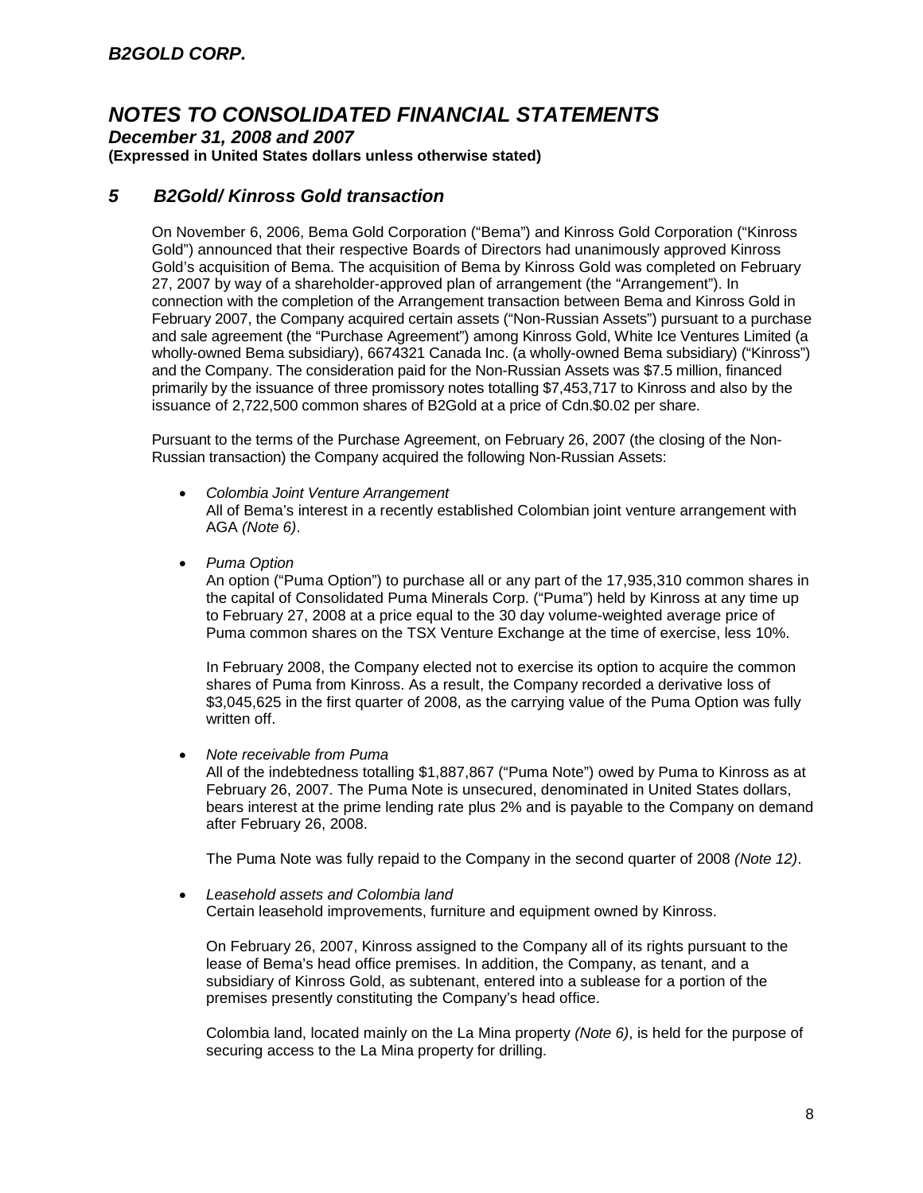## 5 B2Gold/ Kinross Gold transaction

On November 6, 2006, Bema Gold Corporation ("Bema") and Kinross Gold Corporation ("Kinross Gold") announced that their respective Boards of Directors had unanimously approved Kinross Gold's acquisition of Bema. The acquisition of Bema by Kinross Gold was completed on February 27, 2007 by way of a shareholder-approved plan of arrangement (the "Arrangement"). In connection with the completion of the Arrangement transaction between Bema and Kinross Gold in February 2007, the Company acquired certain assets ("Non-Russian Assets") pursuant to a purchase and sale agreement (the "Purchase Agreement") among Kinross Gold, White Ice Ventures Limited (a wholly-owned Bema subsidiary), 6674321 Canada Inc. (a wholly-owned Bema subsidiary) ("Kinross") and the Company. The consideration paid for the Non-Russian Assets was $7.5 million, financed primarily by the issuance of three promissory notes totalling $7,453,717 to Kinross and also by the issuance of 2,722,500 common shares of B2Gold at a price of Cdn.$0.02 per share.

Pursuant to the terms of the Purchase Agreement, on February 26, 2007 (the closing of the Non-Russian transaction) the Company acquired the following Non-Russian Assets:

- *Colombia Joint Venture Arrangement*
  All of Bema's interest in a recently established Colombian joint venture arrangement with AGA *(Note 6)*.

- *Puma Option*
  An option ("Puma Option") to purchase all or any part of the 17,935,310 common shares in the capital of Consolidated Puma Minerals Corp. ("Puma") held by Kinross at any time up to February 27, 2008 at a price equal to the 30 day volume-weighted average price of Puma common shares on the TSX Venture Exchange at the time of exercise, less 10%.

  In February 2008, the Company elected not to exercise its option to acquire the common shares of Puma from Kinross. As a result, the Company recorded a derivative loss of $3,045,625 in the first quarter of 2008, as the carrying value of the Puma Option was fully written off.

- *Note receivable from Puma*
  All of the indebtedness totalling $1,887,867 ("Puma Note") owed by Puma to Kinross as at February 26, 2007. The Puma Note is unsecured, denominated in United States dollars, bears interest at the prime lending rate plus 2% and is payable to the Company on demand after February 26, 2008.

  The Puma Note was fully repaid to the Company in the second quarter of 2008 *(Note 12)*.

- *Leasehold assets and Colombia land*
  Certain leasehold improvements, furniture and equipment owned by Kinross.

  On February 26, 2007, Kinross assigned to the Company all of its rights pursuant to the lease of Bema's head office premises. In addition, the Company, as tenant, and a subsidiary of Kinross Gold, as subtenant, entered into a sublease for a portion of the premises presently constituting the Company's head office.

  Colombia land, located mainly on the La Mina property *(Note 6)*, is held for the purpose of securing access to the La Mina property for drilling.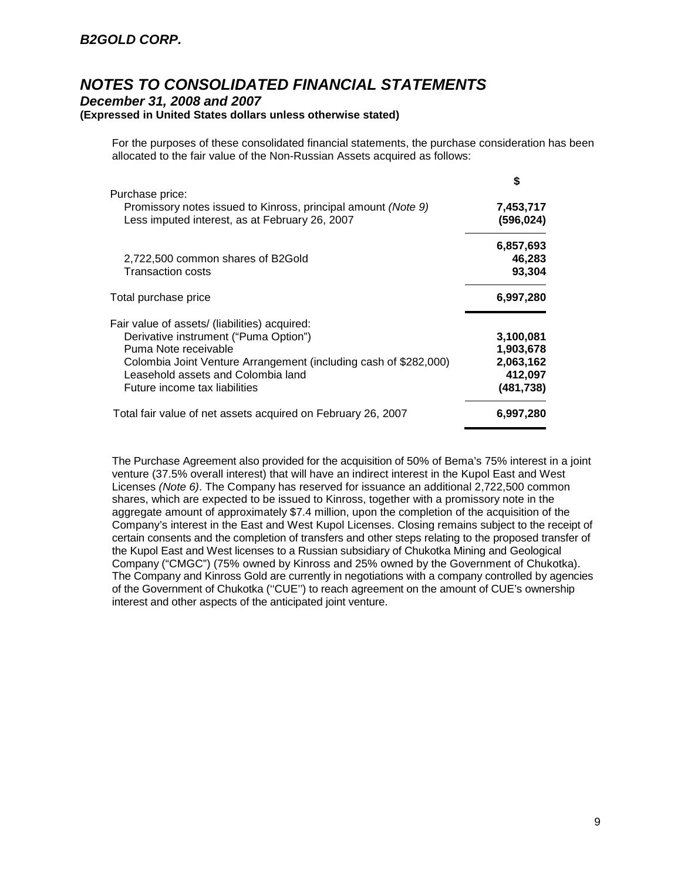For the purposes of these consolidated financial statements, the purchase consideration has been allocated to the fair value of the Non-Russian Assets acquired as follows:

| | $ |
|---|---|
| Purchase price: | |
| Promissory notes issued to Kinross, principal amount *(Note 9)* | **7,453,717** |
| Less imputed interest, as at February 26, 2007 | **(596,024)** |
| | **6,857,693** |
| 2,722,500 common shares of B2Gold | **46,283** |
| Transaction costs | **93,304** |
| Total purchase price | **6,997,280** |
| Fair value of assets/ (liabilities) acquired: | |
| Derivative instrument ("Puma Option") | **3,100,081** |
| Puma Note receivable | **1,903,678** |
| Colombia Joint Venture Arrangement (including cash of $282,000) | **2,063,162** |
| Leasehold assets and Colombia land | **412,097** |
| Future income tax liabilities | **(481,738)** |
| Total fair value of net assets acquired on February 26, 2007 | **6,997,280** |

The Purchase Agreement also provided for the acquisition of 50% of Bema's 75% interest in a joint venture (37.5% overall interest) that will have an indirect interest in the Kupol East and West Licenses *(Note 6)*. The Company has reserved for issuance an additional 2,722,500 common shares, which are expected to be issued to Kinross, together with a promissory note in the aggregate amount of approximately $7.4 million, upon the completion of the acquisition of the Company's interest in the East and West Kupol Licenses. Closing remains subject to the receipt of certain consents and the completion of transfers and other steps relating to the proposed transfer of the Kupol East and West licenses to a Russian subsidiary of Chukotka Mining and Geological Company ("CMGC") (75% owned by Kinross and 25% owned by the Government of Chukotka). The Company and Kinross Gold are currently in negotiations with a company controlled by agencies of the Government of Chukotka ("CUE") to reach agreement on the amount of CUE's ownership interest and other aspects of the anticipated joint venture.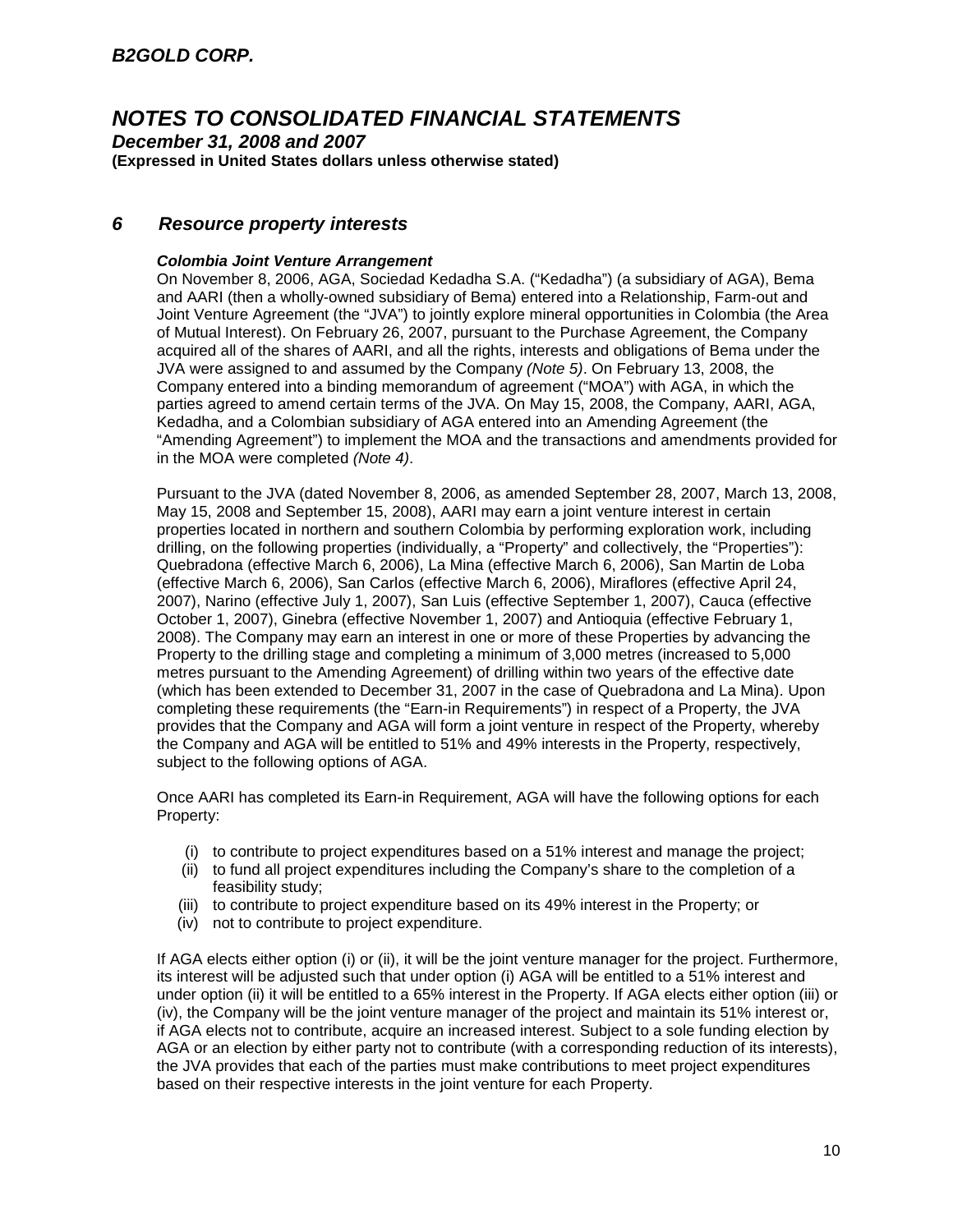## 6 Resource property interests

***Colombia Joint Venture Arrangement***

On November 8, 2006, AGA, Sociedad Kedadha S.A. ("Kedadha") (a subsidiary of AGA), Bema and AARI (then a wholly-owned subsidiary of Bema) entered into a Relationship, Farm-out and Joint Venture Agreement (the "JVA") to jointly explore mineral opportunities in Colombia (the Area of Mutual Interest). On February 26, 2007, pursuant to the Purchase Agreement, the Company acquired all of the shares of AARI, and all the rights, interests and obligations of Bema under the JVA were assigned to and assumed by the Company *(Note 5)*. On February 13, 2008, the Company entered into a binding memorandum of agreement ("MOA") with AGA, in which the parties agreed to amend certain terms of the JVA. On May 15, 2008, the Company, AARI, AGA, Kedadha, and a Colombian subsidiary of AGA entered into an Amending Agreement (the "Amending Agreement") to implement the MOA and the transactions and amendments provided for in the MOA were completed *(Note 4)*.

Pursuant to the JVA (dated November 8, 2006, as amended September 28, 2007, March 13, 2008, May 15, 2008 and September 15, 2008), AARI may earn a joint venture interest in certain properties located in northern and southern Colombia by performing exploration work, including drilling, on the following properties (individually, a "Property" and collectively, the "Properties"): Quebradona (effective March 6, 2006), La Mina (effective March 6, 2006), San Martin de Loba (effective March 6, 2006), San Carlos (effective March 6, 2006), Miraflores (effective April 24, 2007), Narino (effective July 1, 2007), San Luis (effective September 1, 2007), Cauca (effective October 1, 2007), Ginebra (effective November 1, 2007) and Antioquia (effective February 1, 2008). The Company may earn an interest in one or more of these Properties by advancing the Property to the drilling stage and completing a minimum of 3,000 metres (increased to 5,000 metres pursuant to the Amending Agreement) of drilling within two years of the effective date (which has been extended to December 31, 2007 in the case of Quebradona and La Mina). Upon completing these requirements (the "Earn-in Requirements") in respect of a Property, the JVA provides that the Company and AGA will form a joint venture in respect of the Property, whereby the Company and AGA will be entitled to 51% and 49% interests in the Property, respectively, subject to the following options of AGA.

Once AARI has completed its Earn-in Requirement, AGA will have the following options for each Property:

(i) to contribute to project expenditures based on a 51% interest and manage the project;
(ii) to fund all project expenditures including the Company's share to the completion of a feasibility study;
(iii) to contribute to project expenditure based on its 49% interest in the Property; or
(iv) not to contribute to project expenditure.

If AGA elects either option (i) or (ii), it will be the joint venture manager for the project. Furthermore, its interest will be adjusted such that under option (i) AGA will be entitled to a 51% interest and under option (ii) it will be entitled to a 65% interest in the Property. If AGA elects either option (iii) or (iv), the Company will be the joint venture manager of the project and maintain its 51% interest or, if AGA elects not to contribute, acquire an increased interest. Subject to a sole funding election by AGA or an election by either party not to contribute (with a corresponding reduction of its interests), the JVA provides that each of the parties must make contributions to meet project expenditures based on their respective interests in the joint venture for each Property.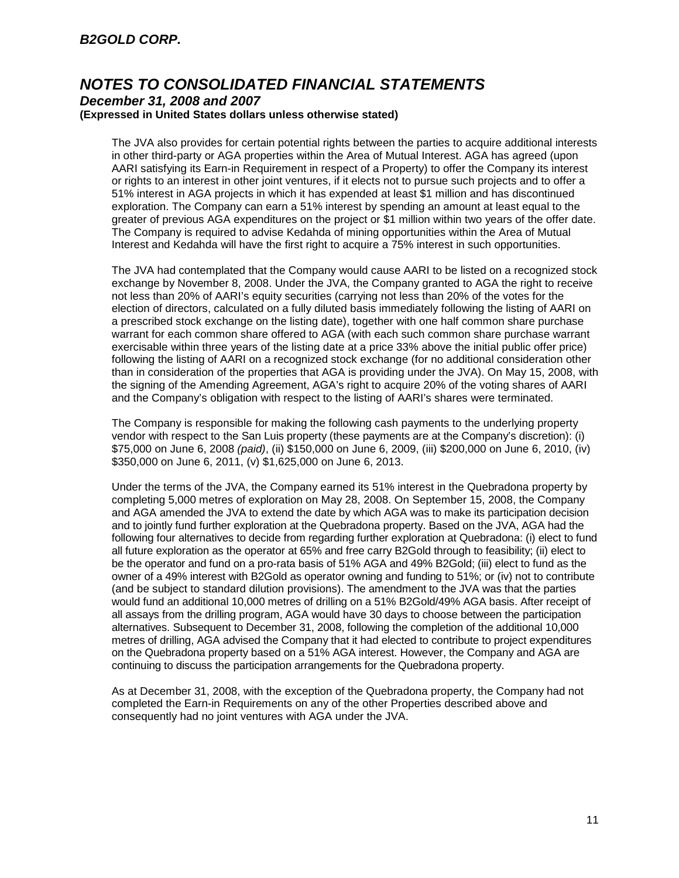The JVA also provides for certain potential rights between the parties to acquire additional interests in other third-party or AGA properties within the Area of Mutual Interest. AGA has agreed (upon AARI satisfying its Earn-in Requirement in respect of a Property) to offer the Company its interest or rights to an interest in other joint ventures, if it elects not to pursue such projects and to offer a 51% interest in AGA projects in which it has expended at least $1 million and has discontinued exploration. The Company can earn a 51% interest by spending an amount at least equal to the greater of previous AGA expenditures on the project or $1 million within two years of the offer date. The Company is required to advise Kedahda of mining opportunities within the Area of Mutual Interest and Kedahda will have the first right to acquire a 75% interest in such opportunities.

The JVA had contemplated that the Company would cause AARI to be listed on a recognized stock exchange by November 8, 2008. Under the JVA, the Company granted to AGA the right to receive not less than 20% of AARI's equity securities (carrying not less than 20% of the votes for the election of directors, calculated on a fully diluted basis immediately following the listing of AARI on a prescribed stock exchange on the listing date), together with one half common share purchase warrant for each common share offered to AGA (with each such common share purchase warrant exercisable within three years of the listing date at a price 33% above the initial public offer price) following the listing of AARI on a recognized stock exchange (for no additional consideration other than in consideration of the properties that AGA is providing under the JVA). On May 15, 2008, with the signing of the Amending Agreement, AGA's right to acquire 20% of the voting shares of AARI and the Company's obligation with respect to the listing of AARI's shares were terminated.

The Company is responsible for making the following cash payments to the underlying property vendor with respect to the San Luis property (these payments are at the Company's discretion): (i) $75,000 on June 6, 2008 *(paid)*, (ii) $150,000 on June 6, 2009, (iii) $200,000 on June 6, 2010, (iv) $350,000 on June 6, 2011, (v) $1,625,000 on June 6, 2013.

Under the terms of the JVA, the Company earned its 51% interest in the Quebradona property by completing 5,000 metres of exploration on May 28, 2008. On September 15, 2008, the Company and AGA amended the JVA to extend the date by which AGA was to make its participation decision and to jointly fund further exploration at the Quebradona property. Based on the JVA, AGA had the following four alternatives to decide from regarding further exploration at Quebradona: (i) elect to fund all future exploration as the operator at 65% and free carry B2Gold through to feasibility; (ii) elect to be the operator and fund on a pro-rata basis of 51% AGA and 49% B2Gold; (iii) elect to fund as the owner of a 49% interest with B2Gold as operator owning and funding to 51%; or (iv) not to contribute (and be subject to standard dilution provisions). The amendment to the JVA was that the parties would fund an additional 10,000 metres of drilling on a 51% B2Gold/49% AGA basis. After receipt of all assays from the drilling program, AGA would have 30 days to choose between the participation alternatives. Subsequent to December 31, 2008, following the completion of the additional 10,000 metres of drilling, AGA advised the Company that it had elected to contribute to project expenditures on the Quebradona property based on a 51% AGA interest. However, the Company and AGA are continuing to discuss the participation arrangements for the Quebradona property.

As at December 31, 2008, with the exception of the Quebradona property, the Company had not completed the Earn-in Requirements on any of the other Properties described above and consequently had no joint ventures with AGA under the JVA.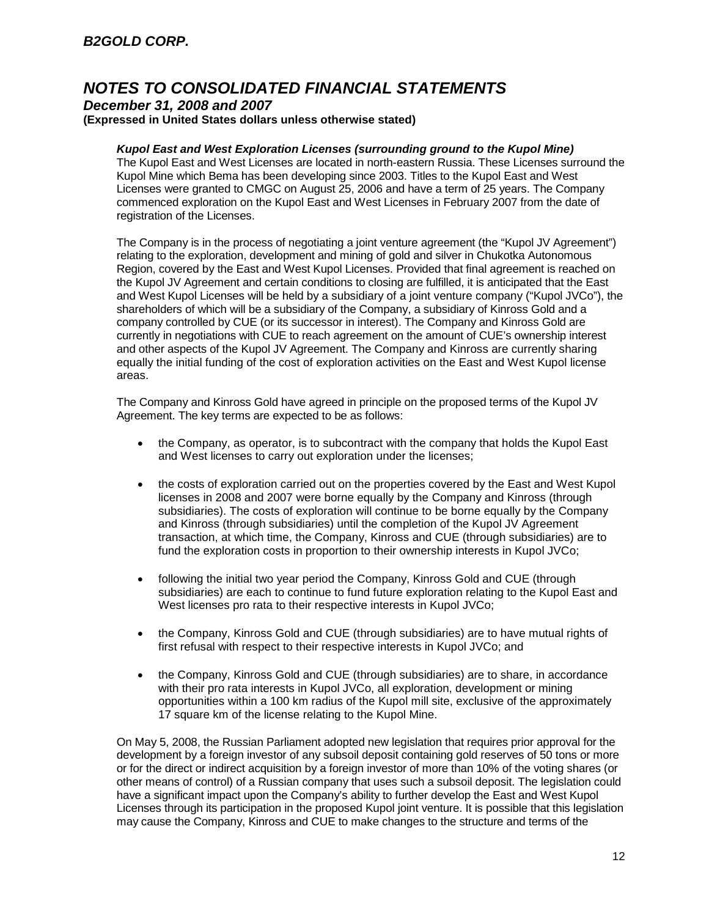### *Kupol East and West Exploration Licenses (surrounding ground to the Kupol Mine)*

The Kupol East and West Licenses are located in north-eastern Russia. These Licenses surround the Kupol Mine which Bema has been developing since 2003. Titles to the Kupol East and West Licenses were granted to CMGC on August 25, 2006 and have a term of 25 years. The Company commenced exploration on the Kupol East and West Licenses in February 2007 from the date of registration of the Licenses.

The Company is in the process of negotiating a joint venture agreement (the "Kupol JV Agreement") relating to the exploration, development and mining of gold and silver in Chukotka Autonomous Region, covered by the East and West Kupol Licenses. Provided that final agreement is reached on the Kupol JV Agreement and certain conditions to closing are fulfilled, it is anticipated that the East and West Kupol Licenses will be held by a subsidiary of a joint venture company ("Kupol JVCo"), the shareholders of which will be a subsidiary of the Company, a subsidiary of Kinross Gold and a company controlled by CUE (or its successor in interest). The Company and Kinross Gold are currently in negotiations with CUE to reach agreement on the amount of CUE's ownership interest and other aspects of the Kupol JV Agreement. The Company and Kinross are currently sharing equally the initial funding of the cost of exploration activities on the East and West Kupol license areas.

The Company and Kinross Gold have agreed in principle on the proposed terms of the Kupol JV Agreement. The key terms are expected to be as follows:

- the Company, as operator, is to subcontract with the company that holds the Kupol East and West licenses to carry out exploration under the licenses;
- the costs of exploration carried out on the properties covered by the East and West Kupol licenses in 2008 and 2007 were borne equally by the Company and Kinross (through subsidiaries). The costs of exploration will continue to be borne equally by the Company and Kinross (through subsidiaries) until the completion of the Kupol JV Agreement transaction, at which time, the Company, Kinross and CUE (through subsidiaries) are to fund the exploration costs in proportion to their ownership interests in Kupol JVCo;
- following the initial two year period the Company, Kinross Gold and CUE (through subsidiaries) are each to continue to fund future exploration relating to the Kupol East and West licenses pro rata to their respective interests in Kupol JVCo;
- the Company, Kinross Gold and CUE (through subsidiaries) are to have mutual rights of first refusal with respect to their respective interests in Kupol JVCo; and
- the Company, Kinross Gold and CUE (through subsidiaries) are to share, in accordance with their pro rata interests in Kupol JVCo, all exploration, development or mining opportunities within a 100 km radius of the Kupol mill site, exclusive of the approximately 17 square km of the license relating to the Kupol Mine.

On May 5, 2008, the Russian Parliament adopted new legislation that requires prior approval for the development by a foreign investor of any subsoil deposit containing gold reserves of 50 tons or more or for the direct or indirect acquisition by a foreign investor of more than 10% of the voting shares (or other means of control) of a Russian company that uses such a subsoil deposit. The legislation could have a significant impact upon the Company's ability to further develop the East and West Kupol Licenses through its participation in the proposed Kupol joint venture. It is possible that this legislation may cause the Company, Kinross and CUE to make changes to the structure and terms of the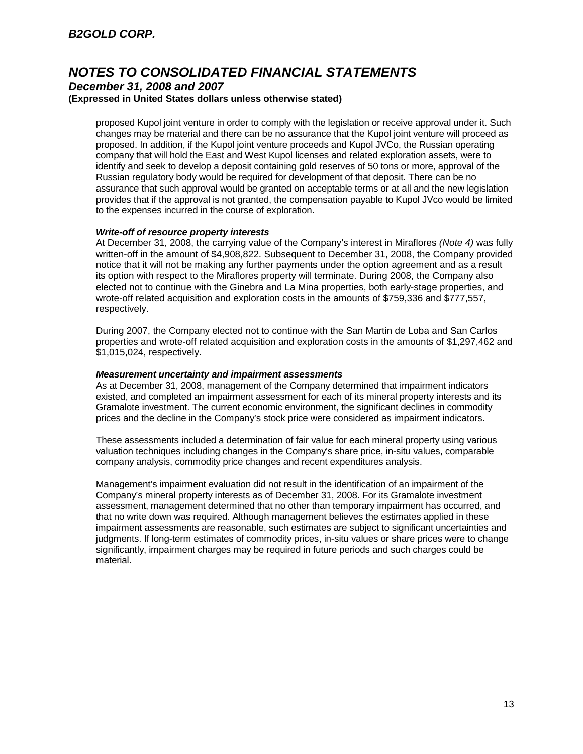proposed Kupol joint venture in order to comply with the legislation or receive approval under it. Such changes may be material and there can be no assurance that the Kupol joint venture will proceed as proposed. In addition, if the Kupol joint venture proceeds and Kupol JVCo, the Russian operating company that will hold the East and West Kupol licenses and related exploration assets, were to identify and seek to develop a deposit containing gold reserves of 50 tons or more, approval of the Russian regulatory body would be required for development of that deposit. There can be no assurance that such approval would be granted on acceptable terms or at all and the new legislation provides that if the approval is not granted, the compensation payable to Kupol JVco would be limited to the expenses incurred in the course of exploration.

***Write-off of resource property interests***

At December 31, 2008, the carrying value of the Company's interest in Miraflores *(Note 4)* was fully written-off in the amount of $4,908,822. Subsequent to December 31, 2008, the Company provided notice that it will not be making any further payments under the option agreement and as a result its option with respect to the Miraflores property will terminate. During 2008, the Company also elected not to continue with the Ginebra and La Mina properties, both early-stage properties, and wrote-off related acquisition and exploration costs in the amounts of $759,336 and $777,557, respectively.

During 2007, the Company elected not to continue with the San Martin de Loba and San Carlos properties and wrote-off related acquisition and exploration costs in the amounts of $1,297,462 and $1,015,024, respectively.

***Measurement uncertainty and impairment assessments***

As at December 31, 2008, management of the Company determined that impairment indicators existed, and completed an impairment assessment for each of its mineral property interests and its Gramalote investment. The current economic environment, the significant declines in commodity prices and the decline in the Company's stock price were considered as impairment indicators.

These assessments included a determination of fair value for each mineral property using various valuation techniques including changes in the Company's share price, in-situ values, comparable company analysis, commodity price changes and recent expenditures analysis.

Management's impairment evaluation did not result in the identification of an impairment of the Company's mineral property interests as of December 31, 2008. For its Gramalote investment assessment, management determined that no other than temporary impairment has occurred, and that no write down was required. Although management believes the estimates applied in these impairment assessments are reasonable, such estimates are subject to significant uncertainties and judgments. If long-term estimates of commodity prices, in-situ values or share prices were to change significantly, impairment charges may be required in future periods and such charges could be material.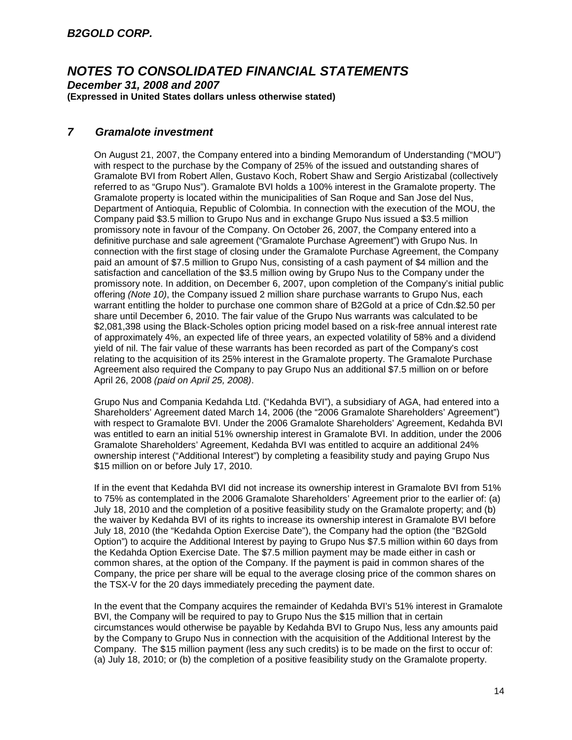## 7 Gramalote investment

On August 21, 2007, the Company entered into a binding Memorandum of Understanding ("MOU") with respect to the purchase by the Company of 25% of the issued and outstanding shares of Gramalote BVI from Robert Allen, Gustavo Koch, Robert Shaw and Sergio Aristizabal (collectively referred to as "Grupo Nus"). Gramalote BVI holds a 100% interest in the Gramalote property. The Gramalote property is located within the municipalities of San Roque and San Jose del Nus, Department of Antioquia, Republic of Colombia. In connection with the execution of the MOU, the Company paid $3.5 million to Grupo Nus and in exchange Grupo Nus issued a $3.5 million promissory note in favour of the Company. On October 26, 2007, the Company entered into a definitive purchase and sale agreement ("Gramalote Purchase Agreement") with Grupo Nus. In connection with the first stage of closing under the Gramalote Purchase Agreement, the Company paid an amount of $7.5 million to Grupo Nus, consisting of a cash payment of $4 million and the satisfaction and cancellation of the $3.5 million owing by Grupo Nus to the Company under the promissory note. In addition, on December 6, 2007, upon completion of the Company's initial public offering *(Note 10)*, the Company issued 2 million share purchase warrants to Grupo Nus, each warrant entitling the holder to purchase one common share of B2Gold at a price of Cdn.$2.50 per share until December 6, 2010. The fair value of the Grupo Nus warrants was calculated to be $2,081,398 using the Black-Scholes option pricing model based on a risk-free annual interest rate of approximately 4%, an expected life of three years, an expected volatility of 58% and a dividend yield of nil. The fair value of these warrants has been recorded as part of the Company's cost relating to the acquisition of its 25% interest in the Gramalote property. The Gramalote Purchase Agreement also required the Company to pay Grupo Nus an additional $7.5 million on or before April 26, 2008 *(paid on April 25, 2008)*.

Grupo Nus and Compania Kedahda Ltd. ("Kedahda BVI"), a subsidiary of AGA, had entered into a Shareholders' Agreement dated March 14, 2006 (the "2006 Gramalote Shareholders' Agreement") with respect to Gramalote BVI. Under the 2006 Gramalote Shareholders' Agreement, Kedahda BVI was entitled to earn an initial 51% ownership interest in Gramalote BVI. In addition, under the 2006 Gramalote Shareholders' Agreement, Kedahda BVI was entitled to acquire an additional 24% ownership interest ("Additional Interest") by completing a feasibility study and paying Grupo Nus $15 million on or before July 17, 2010.

If in the event that Kedahda BVI did not increase its ownership interest in Gramalote BVI from 51% to 75% as contemplated in the 2006 Gramalote Shareholders' Agreement prior to the earlier of: (a) July 18, 2010 and the completion of a positive feasibility study on the Gramalote property; and (b) the waiver by Kedahda BVI of its rights to increase its ownership interest in Gramalote BVI before July 18, 2010 (the "Kedahda Option Exercise Date"), the Company had the option (the "B2Gold Option") to acquire the Additional Interest by paying to Grupo Nus $7.5 million within 60 days from the Kedahda Option Exercise Date. The $7.5 million payment may be made either in cash or common shares, at the option of the Company. If the payment is paid in common shares of the Company, the price per share will be equal to the average closing price of the common shares on the TSX-V for the 20 days immediately preceding the payment date.

In the event that the Company acquires the remainder of Kedahda BVI's 51% interest in Gramalote BVI, the Company will be required to pay to Grupo Nus the $15 million that in certain circumstances would otherwise be payable by Kedahda BVI to Grupo Nus, less any amounts paid by the Company to Grupo Nus in connection with the acquisition of the Additional Interest by the Company. The $15 million payment (less any such credits) is to be made on the first to occur of: (a) July 18, 2010; or (b) the completion of a positive feasibility study on the Gramalote property.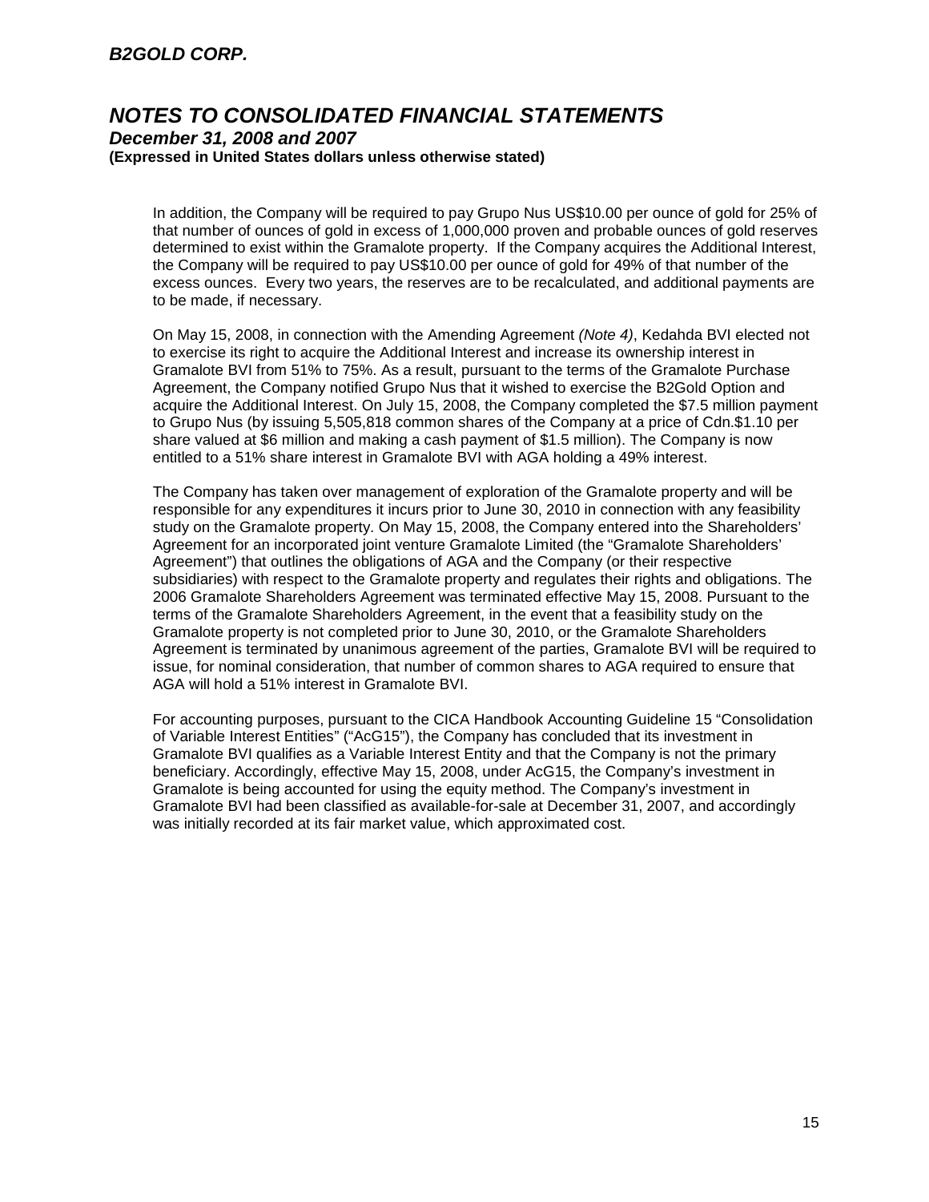In addition, the Company will be required to pay Grupo Nus US$10.00 per ounce of gold for 25% of that number of ounces of gold in excess of 1,000,000 proven and probable ounces of gold reserves determined to exist within the Gramalote property. If the Company acquires the Additional Interest, the Company will be required to pay US$10.00 per ounce of gold for 49% of that number of the excess ounces. Every two years, the reserves are to be recalculated, and additional payments are to be made, if necessary.

On May 15, 2008, in connection with the Amending Agreement *(Note 4)*, Kedahda BVI elected not to exercise its right to acquire the Additional Interest and increase its ownership interest in Gramalote BVI from 51% to 75%. As a result, pursuant to the terms of the Gramalote Purchase Agreement, the Company notified Grupo Nus that it wished to exercise the B2Gold Option and acquire the Additional Interest. On July 15, 2008, the Company completed the $7.5 million payment to Grupo Nus (by issuing 5,505,818 common shares of the Company at a price of Cdn.$1.10 per share valued at $6 million and making a cash payment of $1.5 million). The Company is now entitled to a 51% share interest in Gramalote BVI with AGA holding a 49% interest.

The Company has taken over management of exploration of the Gramalote property and will be responsible for any expenditures it incurs prior to June 30, 2010 in connection with any feasibility study on the Gramalote property. On May 15, 2008, the Company entered into the Shareholders' Agreement for an incorporated joint venture Gramalote Limited (the "Gramalote Shareholders' Agreement") that outlines the obligations of AGA and the Company (or their respective subsidiaries) with respect to the Gramalote property and regulates their rights and obligations. The 2006 Gramalote Shareholders Agreement was terminated effective May 15, 2008. Pursuant to the terms of the Gramalote Shareholders Agreement, in the event that a feasibility study on the Gramalote property is not completed prior to June 30, 2010, or the Gramalote Shareholders Agreement is terminated by unanimous agreement of the parties, Gramalote BVI will be required to issue, for nominal consideration, that number of common shares to AGA required to ensure that AGA will hold a 51% interest in Gramalote BVI.

For accounting purposes, pursuant to the CICA Handbook Accounting Guideline 15 "Consolidation of Variable Interest Entities" ("AcG15"), the Company has concluded that its investment in Gramalote BVI qualifies as a Variable Interest Entity and that the Company is not the primary beneficiary. Accordingly, effective May 15, 2008, under AcG15, the Company's investment in Gramalote is being accounted for using the equity method. The Company's investment in Gramalote BVI had been classified as available-for-sale at December 31, 2007, and accordingly was initially recorded at its fair market value, which approximated cost.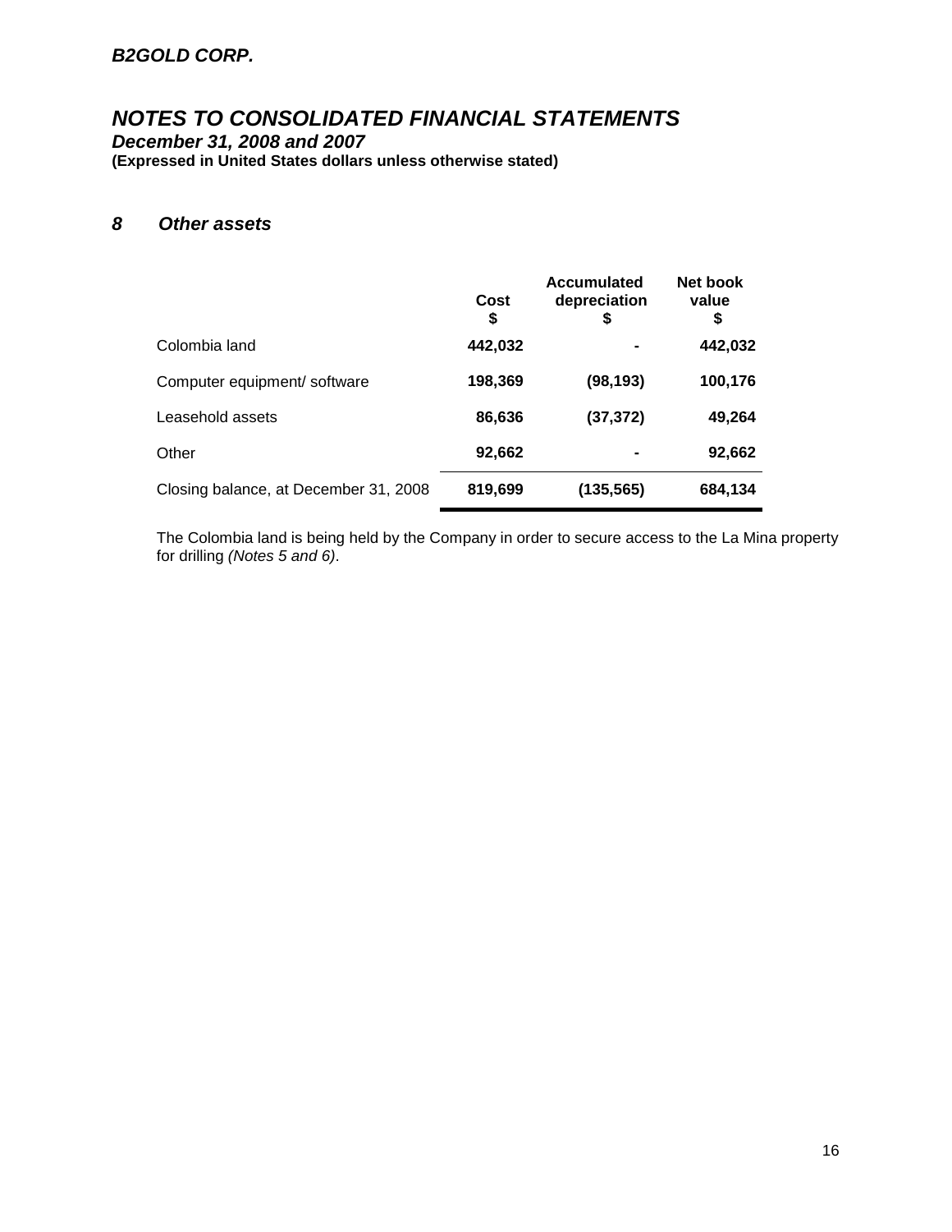## 8 Other assets

| | Cost<br>$ | Accumulated depreciation<br>$ | Net book value<br>$ |
|---|---|---|---|
| Colombia land | **442,032** | **-** | **442,032** |
| Computer equipment/ software | **198,369** | **(98,193)** | **100,176** |
| Leasehold assets | **86,636** | **(37,372)** | **49,264** |
| Other | **92,662** | **-** | **92,662** |
| Closing balance, at December 31, 2008 | **819,699** | **(135,565)** | **684,134** |

The Colombia land is being held by the Company in order to secure access to the La Mina property for drilling *(Notes 5 and 6)*.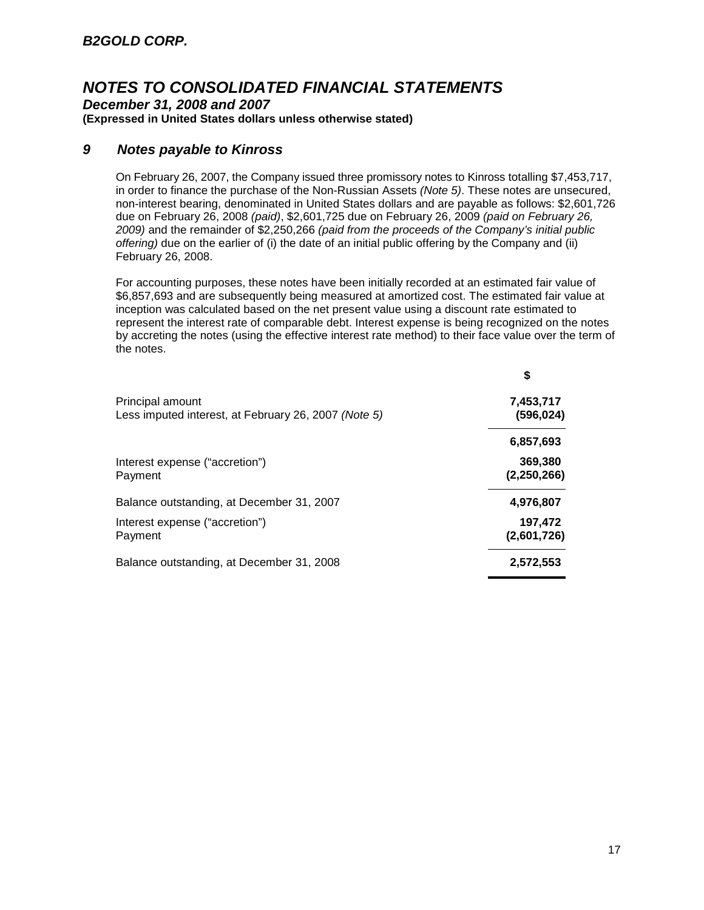**B2GOLD CORP.**

# NOTES TO CONSOLIDATED FINANCIAL STATEMENTS

***December 31, 2008 and 2007***

**(Expressed in United States dollars unless otherwise stated)**

## 9 Notes payable to Kinross

On February 26, 2007, the Company issued three promissory notes to Kinross totalling $7,453,717, in order to finance the purchase of the Non-Russian Assets *(Note 5)*. These notes are unsecured, non-interest bearing, denominated in United States dollars and are payable as follows: $2,601,726 due on February 26, 2008 *(paid)*, $2,601,725 due on February 26, 2009 *(paid on February 26, 2009)* and the remainder of $2,250,266 *(paid from the proceeds of the Company's initial public offering)* due on the earlier of (i) the date of an initial public offering by the Company and (ii) February 26, 2008.

For accounting purposes, these notes have been initially recorded at an estimated fair value of $6,857,693 and are subsequently being measured at amortized cost. The estimated fair value at inception was calculated based on the net present value using a discount rate estimated to represent the interest rate of comparable debt. Interest expense is being recognized on the notes by accreting the notes (using the effective interest rate method) to their face value over the term of the notes.

| | $ |
|---|---|
| Principal amount | **7,453,717** |
| Less imputed interest, at February 26, 2007 *(Note 5)* | **(596,024)** |
| | **6,857,693** |
| Interest expense ("accretion") | **369,380** |
| Payment | **(2,250,266)** |
| Balance outstanding, at December 31, 2007 | **4,976,807** |
| Interest expense ("accretion") | **197,472** |
| Payment | **(2,601,726)** |
| Balance outstanding, at December 31, 2008 | **2,572,553** |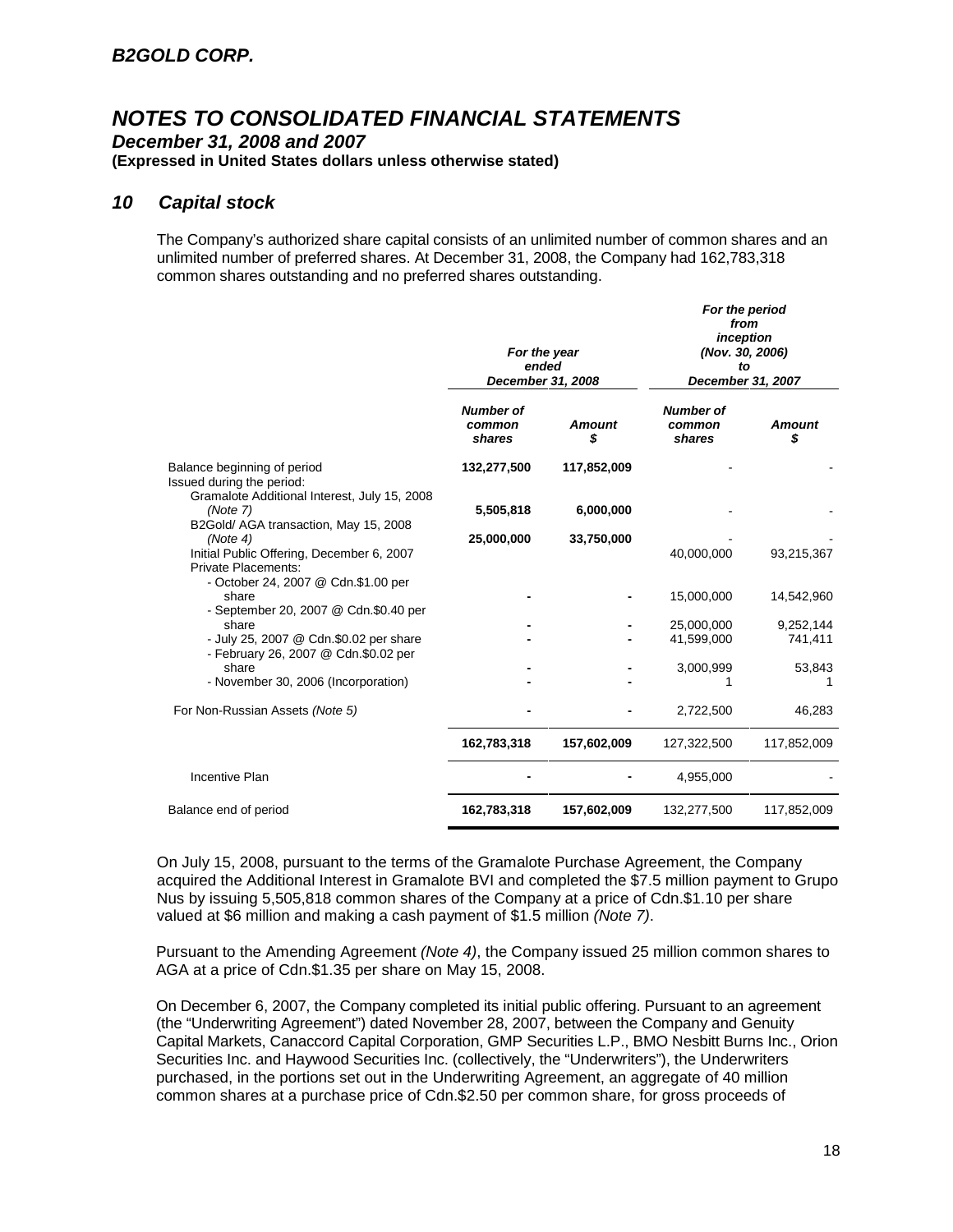# B2GOLD CORP.

## NOTES TO CONSOLIDATED FINANCIAL STATEMENTS

***December 31, 2008 and 2007***

**(Expressed in United States dollars unless otherwise stated)**

## *10 Capital stock*

The Company's authorized share capital consists of an unlimited number of common shares and an unlimited number of preferred shares. At December 31, 2008, the Company had 162,783,318 common shares outstanding and no preferred shares outstanding.

| | ***For the year ended December 31, 2008*** | | ***For the period from inception (Nov. 30, 2006) to December 31, 2007*** | |
|---|---|---|---|---|
| | ***Number of common shares*** | ***Amount $*** | ***Number of common shares*** | ***Amount $*** |
| Balance beginning of period | **132,277,500** | **117,852,009** | - | - |
| Issued during the period: | | | | |
| Gramalote Additional Interest, July 15, 2008 *(Note 7)* | **5,505,818** | **6,000,000** | - | - |
| B2Gold/ AGA transaction, May 15, 2008 *(Note 4)* | **25,000,000** | **33,750,000** | - | - |
| Initial Public Offering, December 6, 2007 | | | 40,000,000 | 93,215,367 |
| Private Placements: | | | | |
| - October 24, 2007 @ Cdn.$1.00 per share | **-** | **-** | 15,000,000 | 14,542,960 |
| - September 20, 2007 @ Cdn.$0.40 per share | **-** | **-** | 25,000,000 | 9,252,144 |
| - July 25, 2007 @ Cdn.$0.02 per share | **-** | **-** | 41,599,000 | 741,411 |
| - February 26, 2007 @ Cdn.$0.02 per share | **-** | **-** | 3,000,999 | 53,843 |
| - November 30, 2006 (Incorporation) | **-** | **-** | 1 | 1 |
| For Non-Russian Assets *(Note 5)* | **-** | **-** | 2,722,500 | 46,283 |
| | **162,783,318** | **157,602,009** | 127,322,500 | 117,852,009 |
| Incentive Plan | **-** | **-** | 4,955,000 | - |
| Balance end of period | **162,783,318** | **157,602,009** | 132,277,500 | 117,852,009 |

On July 15, 2008, pursuant to the terms of the Gramalote Purchase Agreement, the Company acquired the Additional Interest in Gramalote BVI and completed the $7.5 million payment to Grupo Nus by issuing 5,505,818 common shares of the Company at a price of Cdn.$1.10 per share valued at $6 million and making a cash payment of $1.5 million *(Note 7)*.

Pursuant to the Amending Agreement *(Note 4)*, the Company issued 25 million common shares to AGA at a price of Cdn.$1.35 per share on May 15, 2008.

On December 6, 2007, the Company completed its initial public offering. Pursuant to an agreement (the "Underwriting Agreement") dated November 28, 2007, between the Company and Genuity Capital Markets, Canaccord Capital Corporation, GMP Securities L.P., BMO Nesbitt Burns Inc., Orion Securities Inc. and Haywood Securities Inc. (collectively, the "Underwriters"), the Underwriters purchased, in the portions set out in the Underwriting Agreement, an aggregate of 40 million common shares at a purchase price of Cdn.$2.50 per common share, for gross proceeds of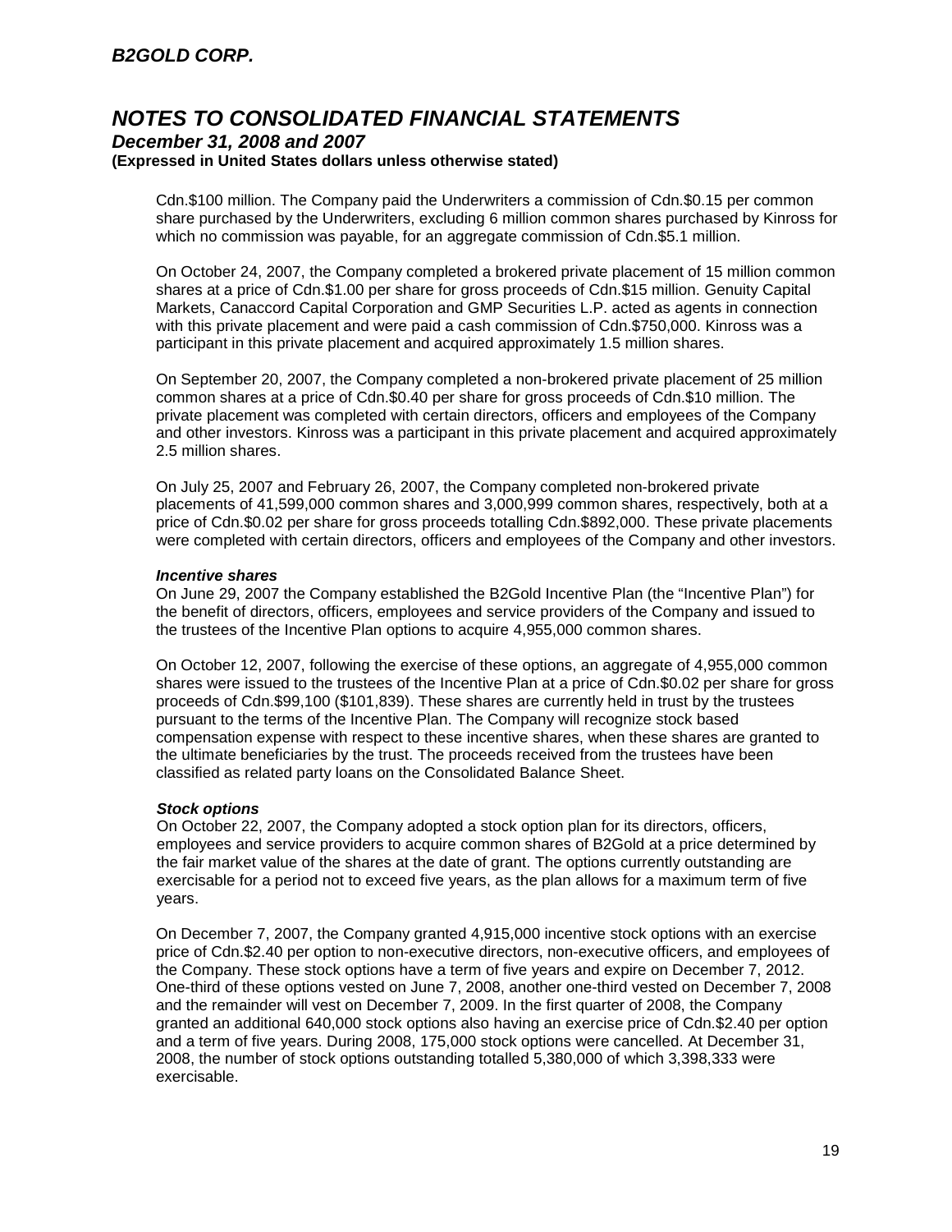Cdn.$100 million. The Company paid the Underwriters a commission of Cdn.$0.15 per common share purchased by the Underwriters, excluding 6 million common shares purchased by Kinross for which no commission was payable, for an aggregate commission of Cdn.$5.1 million.

On October 24, 2007, the Company completed a brokered private placement of 15 million common shares at a price of Cdn.$1.00 per share for gross proceeds of Cdn.$15 million. Genuity Capital Markets, Canaccord Capital Corporation and GMP Securities L.P. acted as agents in connection with this private placement and were paid a cash commission of Cdn.$750,000. Kinross was a participant in this private placement and acquired approximately 1.5 million shares.

On September 20, 2007, the Company completed a non-brokered private placement of 25 million common shares at a price of Cdn.$0.40 per share for gross proceeds of Cdn.$10 million. The private placement was completed with certain directors, officers and employees of the Company and other investors. Kinross was a participant in this private placement and acquired approximately 2.5 million shares.

On July 25, 2007 and February 26, 2007, the Company completed non-brokered private placements of 41,599,000 common shares and 3,000,999 common shares, respectively, both at a price of Cdn.$0.02 per share for gross proceeds totalling Cdn.$892,000. These private placements were completed with certain directors, officers and employees of the Company and other investors.

***Incentive shares***

On June 29, 2007 the Company established the B2Gold Incentive Plan (the "Incentive Plan") for the benefit of directors, officers, employees and service providers of the Company and issued to the trustees of the Incentive Plan options to acquire 4,955,000 common shares.

On October 12, 2007, following the exercise of these options, an aggregate of 4,955,000 common shares were issued to the trustees of the Incentive Plan at a price of Cdn.$0.02 per share for gross proceeds of Cdn.$99,100 ($101,839). These shares are currently held in trust by the trustees pursuant to the terms of the Incentive Plan. The Company will recognize stock based compensation expense with respect to these incentive shares, when these shares are granted to the ultimate beneficiaries by the trust. The proceeds received from the trustees have been classified as related party loans on the Consolidated Balance Sheet.

***Stock options***

On October 22, 2007, the Company adopted a stock option plan for its directors, officers, employees and service providers to acquire common shares of B2Gold at a price determined by the fair market value of the shares at the date of grant. The options currently outstanding are exercisable for a period not to exceed five years, as the plan allows for a maximum term of five years.

On December 7, 2007, the Company granted 4,915,000 incentive stock options with an exercise price of Cdn.$2.40 per option to non-executive directors, non-executive officers, and employees of the Company. These stock options have a term of five years and expire on December 7, 2012. One-third of these options vested on June 7, 2008, another one-third vested on December 7, 2008 and the remainder will vest on December 7, 2009. In the first quarter of 2008, the Company granted an additional 640,000 stock options also having an exercise price of Cdn.$2.40 per option and a term of five years. During 2008, 175,000 stock options were cancelled. At December 31, 2008, the number of stock options outstanding totalled 5,380,000 of which 3,398,333 were exercisable.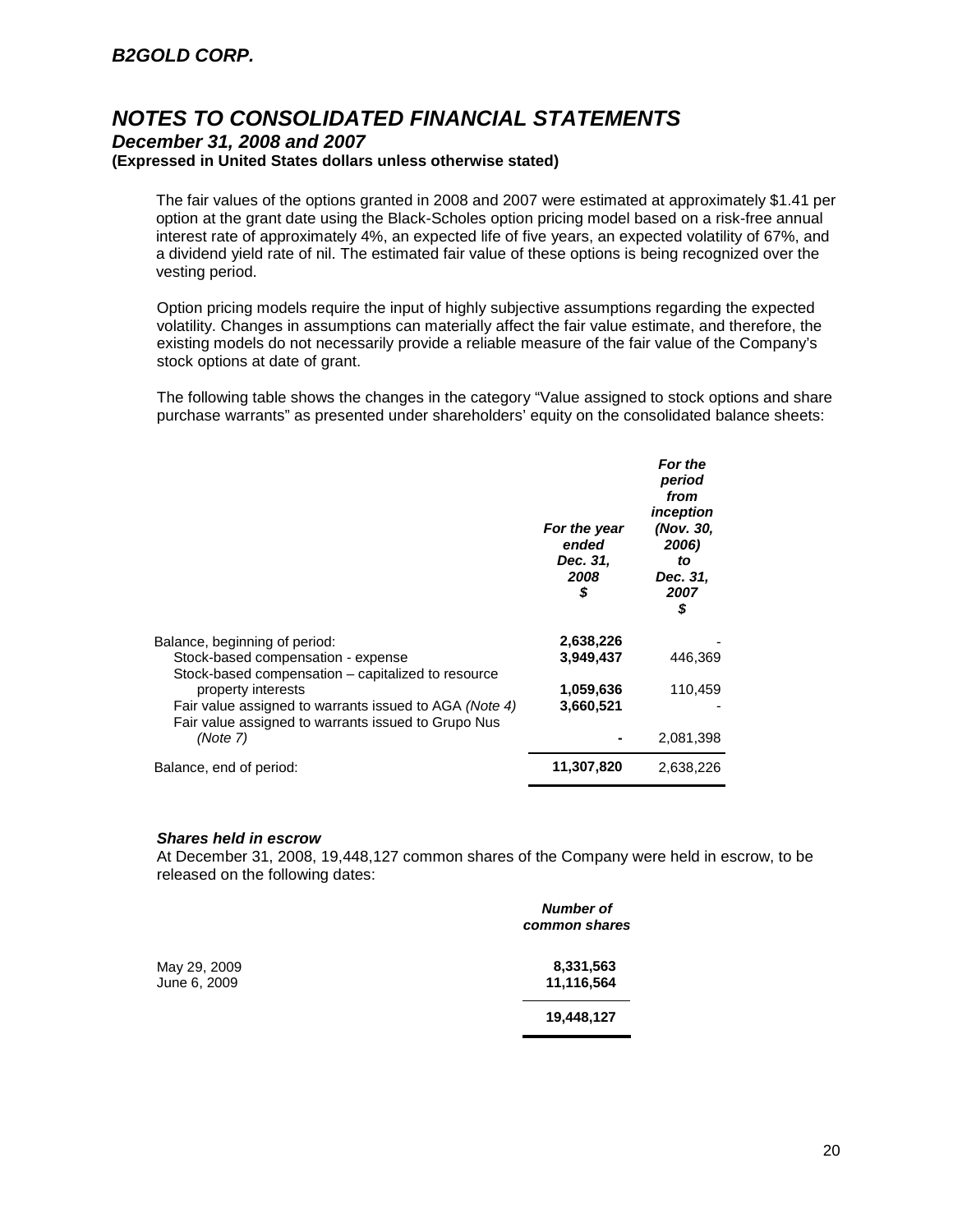The fair values of the options granted in 2008 and 2007 were estimated at approximately $1.41 per option at the grant date using the Black-Scholes option pricing model based on a risk-free annual interest rate of approximately 4%, an expected life of five years, an expected volatility of 67%, and a dividend yield rate of nil. The estimated fair value of these options is being recognized over the vesting period.

Option pricing models require the input of highly subjective assumptions regarding the expected volatility. Changes in assumptions can materially affect the fair value estimate, and therefore, the existing models do not necessarily provide a reliable measure of the fair value of the Company's stock options at date of grant.

The following table shows the changes in the category "Value assigned to stock options and share purchase warrants" as presented under shareholders' equity on the consolidated balance sheets:

| | *For the year ended Dec. 31, 2008 $* | *For the period from inception (Nov. 30, 2006) to Dec. 31, 2007 $* |
|---|---|---|
| Balance, beginning of period: | **2,638,226** | - |
| Stock-based compensation - expense | **3,949,437** | 446,369 |
| Stock-based compensation – capitalized to resource property interests | **1,059,636** | 110,459 |
| Fair value assigned to warrants issued to AGA *(Note 4)* | **3,660,521** | - |
| Fair value assigned to warrants issued to Grupo Nus *(Note 7)* | **-** | 2,081,398 |
| Balance, end of period: | **11,307,820** | 2,638,226 |

***Shares held in escrow***

At December 31, 2008, 19,448,127 common shares of the Company were held in escrow, to be released on the following dates:

| | *Number of common shares* |
|---|---|
| May 29, 2009 | **8,331,563** |
| June 6, 2009 | **11,116,564** |
| | **19,448,127** |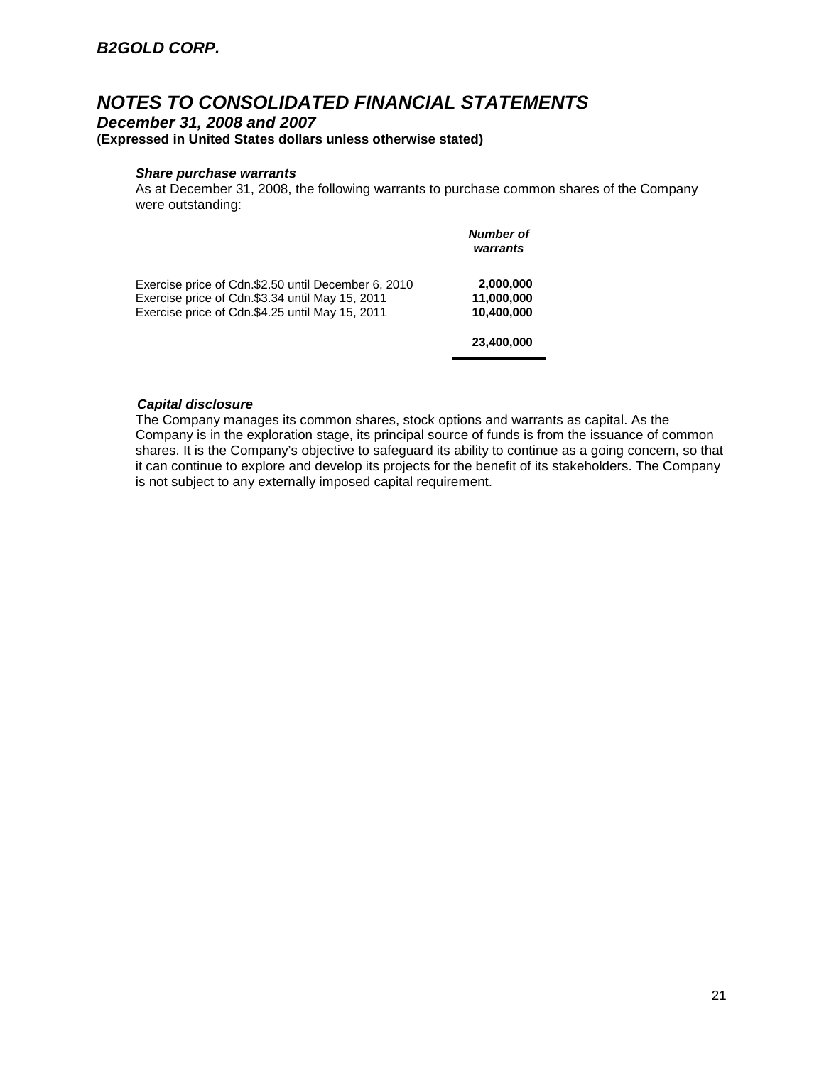# B2GOLD CORP.

## NOTES TO CONSOLIDATED FINANCIAL STATEMENTS

### December 31, 2008 and 2007

**(Expressed in United States dollars unless otherwise stated)**

***Share purchase warrants***

As at December 31, 2008, the following warrants to purchase common shares of the Company were outstanding:

| | *Number of warrants* |
|---|---|
| Exercise price of Cdn.$2.50 until December 6, 2010 | **2,000,000** |
| Exercise price of Cdn.$3.34 until May 15, 2011 | **11,000,000** |
| Exercise price of Cdn.$4.25 until May 15, 2011 | **10,400,000** |
| | **23,400,000** |

***Capital disclosure***

The Company manages its common shares, stock options and warrants as capital. As the Company is in the exploration stage, its principal source of funds is from the issuance of common shares. It is the Company's objective to safeguard its ability to continue as a going concern, so that it can continue to explore and develop its projects for the benefit of its stakeholders. The Company is not subject to any externally imposed capital requirement.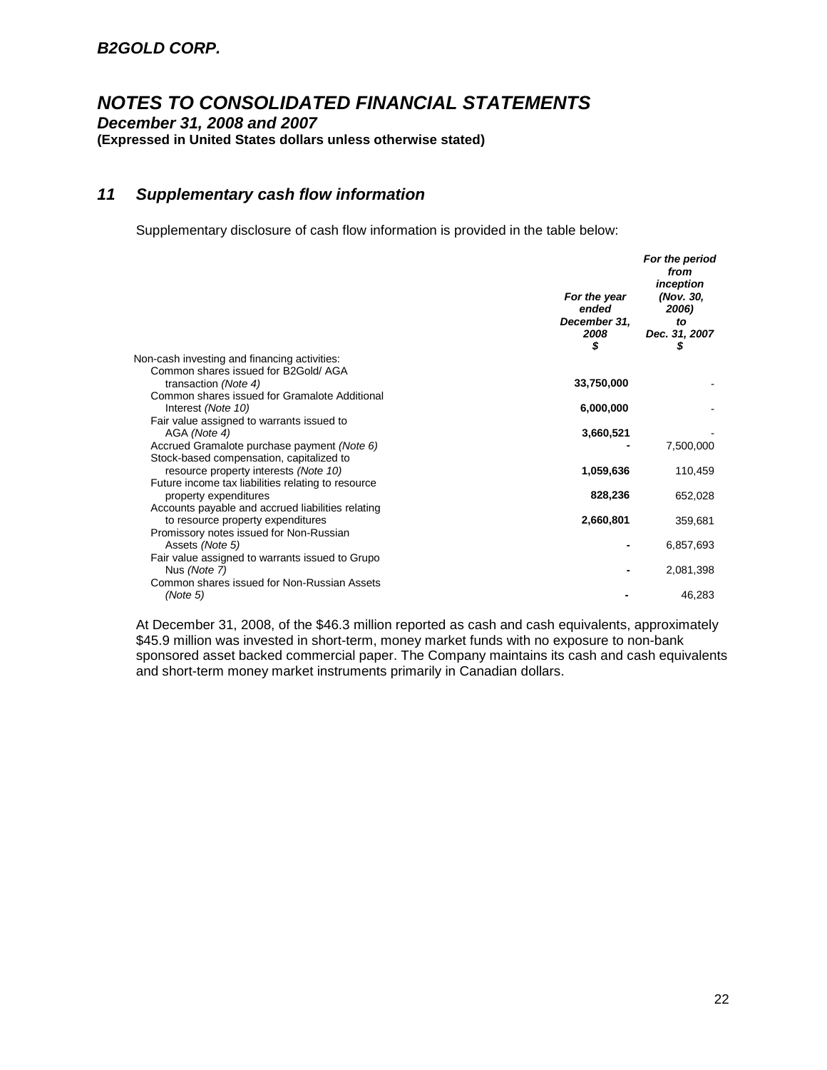## 11 Supplementary cash flow information

Supplementary disclosure of cash flow information is provided in the table below:

| | For the year ended December 31, 2008 $ | For the period from inception (Nov. 30, 2006) to Dec. 31, 2007 $ |
|---|---|---|
| Non-cash investing and financing activities: | | |
| Common shares issued for B2Gold/ AGA transaction *(Note 4)* | **33,750,000** | - |
| Common shares issued for Gramalote Additional Interest *(Note 10)* | **6,000,000** | - |
| Fair value assigned to warrants issued to AGA *(Note 4)* | **3,660,521** | - |
| Accrued Gramalote purchase payment *(Note 6)* | **-** | 7,500,000 |
| Stock-based compensation, capitalized to resource property interests *(Note 10)* | **1,059,636** | 110,459 |
| Future income tax liabilities relating to resource property expenditures | **828,236** | 652,028 |
| Accounts payable and accrued liabilities relating to resource property expenditures | **2,660,801** | 359,681 |
| Promissory notes issued for Non-Russian Assets *(Note 5)* | **-** | 6,857,693 |
| Fair value assigned to warrants issued to Grupo Nus *(Note 7)* | **-** | 2,081,398 |
| Common shares issued for Non-Russian Assets *(Note 5)* | **-** | 46,283 |

At December 31, 2008, of the $46.3 million reported as cash and cash equivalents, approximately $45.9 million was invested in short-term, money market funds with no exposure to non-bank sponsored asset backed commercial paper. The Company maintains its cash and cash equivalents and short-term money market instruments primarily in Canadian dollars.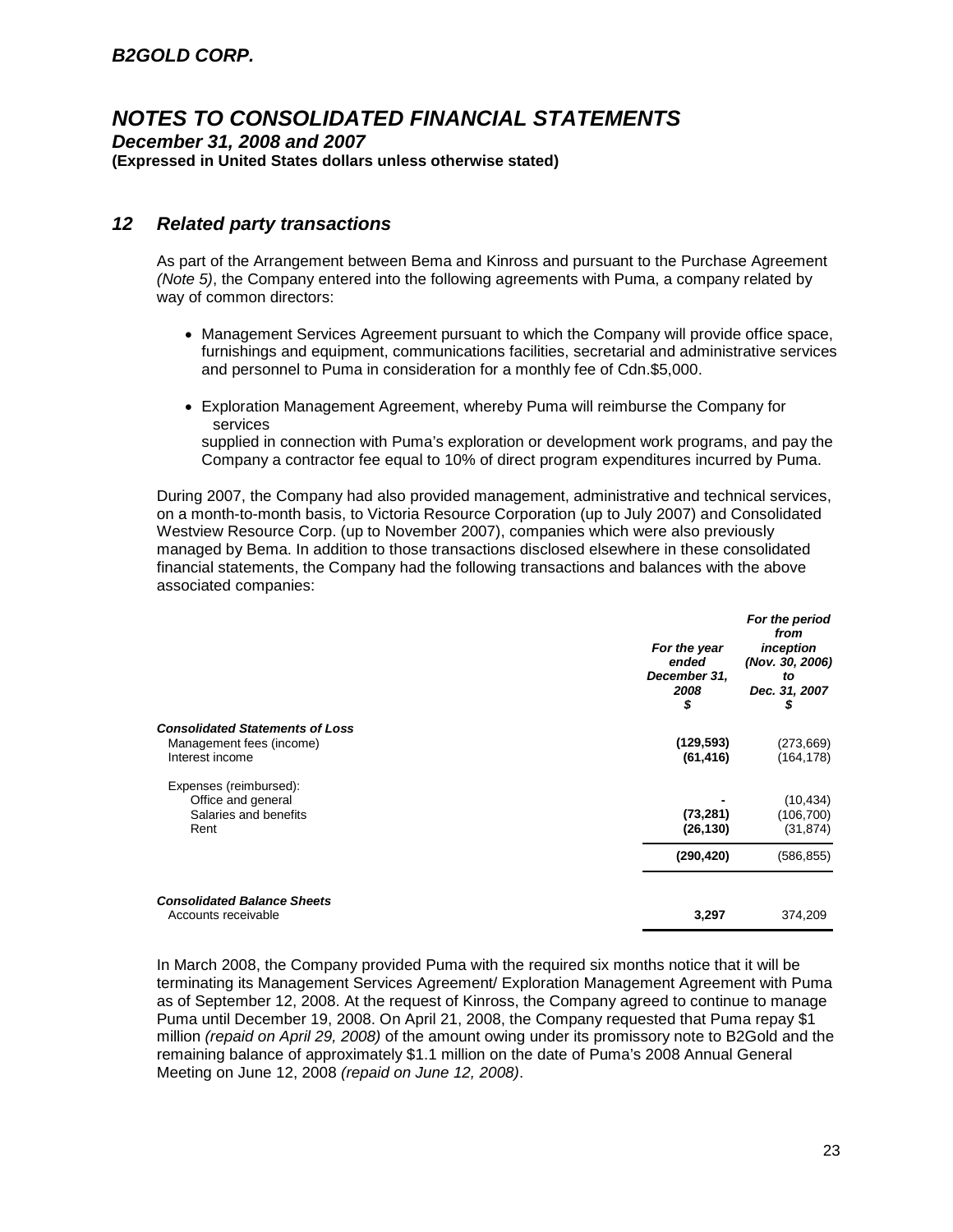## 12 Related party transactions

As part of the Arrangement between Bema and Kinross and pursuant to the Purchase Agreement *(Note 5)*, the Company entered into the following agreements with Puma, a company related by way of common directors:

- Management Services Agreement pursuant to which the Company will provide office space, furnishings and equipment, communications facilities, secretarial and administrative services and personnel to Puma in consideration for a monthly fee of Cdn.$5,000.
- Exploration Management Agreement, whereby Puma will reimburse the Company for services supplied in connection with Puma's exploration or development work programs, and pay the Company a contractor fee equal to 10% of direct program expenditures incurred by Puma.

During 2007, the Company had also provided management, administrative and technical services, on a month-to-month basis, to Victoria Resource Corporation (up to July 2007) and Consolidated Westview Resource Corp. (up to November 2007), companies which were also previously managed by Bema. In addition to those transactions disclosed elsewhere in these consolidated financial statements, the Company had the following transactions and balances with the above associated companies:

| | *For the year ended December 31, 2008* $ | *For the period from inception (Nov. 30, 2006) to Dec. 31, 2007* $ |
|---|---|---|
| ***Consolidated Statements of Loss*** | | |
| Management fees (income) | **(129,593)** | (273,669) |
| Interest income | **(61,416)** | (164,178) |
| Expenses (reimbursed): | | |
| Office and general | **-** | (10,434) |
| Salaries and benefits | **(73,281)** | (106,700) |
| Rent | **(26,130)** | (31,874) |
| | **(290,420)** | (586,855) |
| ***Consolidated Balance Sheets*** | | |
| Accounts receivable | **3,297** | 374,209 |

In March 2008, the Company provided Puma with the required six months notice that it will be terminating its Management Services Agreement/ Exploration Management Agreement with Puma as of September 12, 2008. At the request of Kinross, the Company agreed to continue to manage Puma until December 19, 2008. On April 21, 2008, the Company requested that Puma repay $1 million *(repaid on April 29, 2008)* of the amount owing under its promissory note to B2Gold and the remaining balance of approximately $1.1 million on the date of Puma's 2008 Annual General Meeting on June 12, 2008 *(repaid on June 12, 2008)*.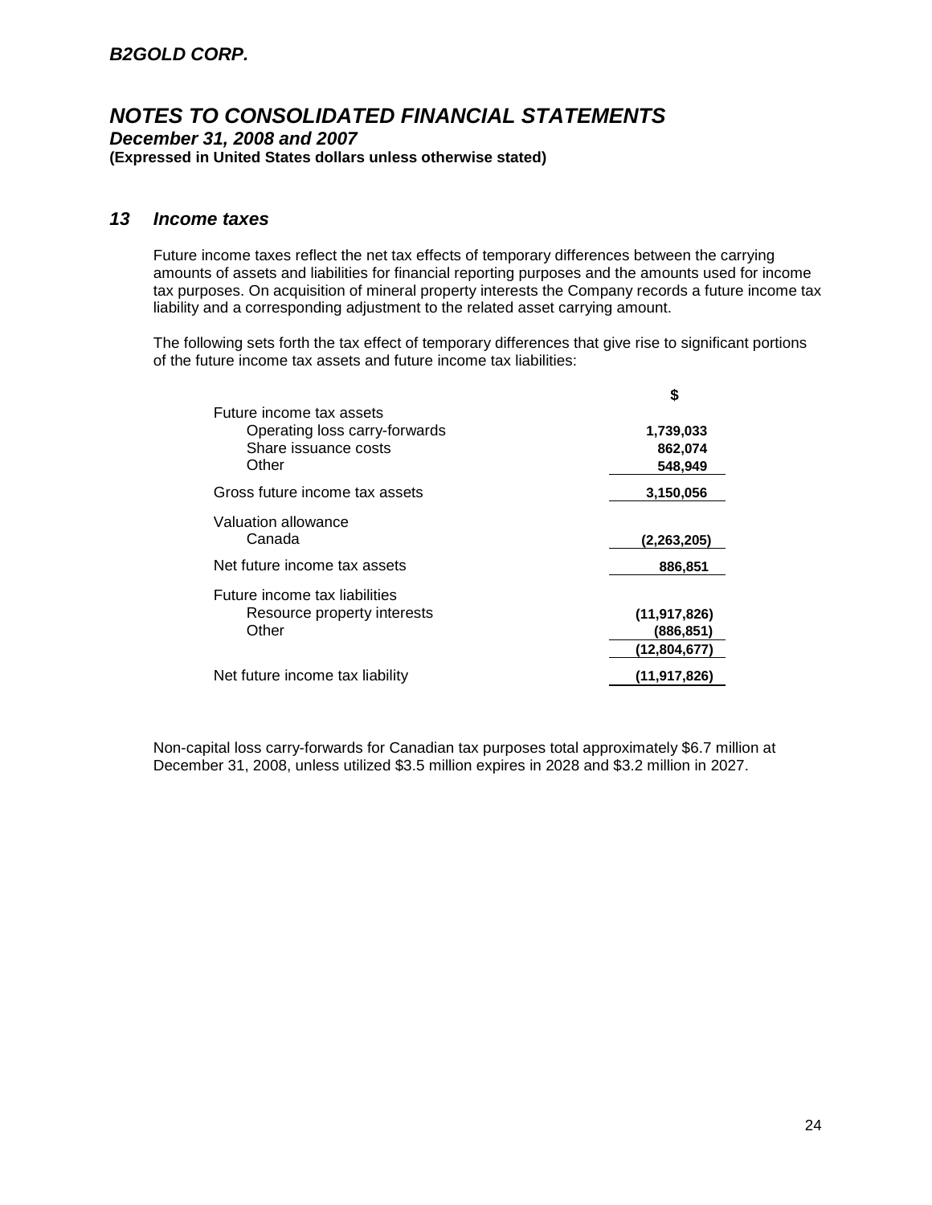# B2GOLD CORP.

## NOTES TO CONSOLIDATED FINANCIAL STATEMENTS

***December 31, 2008 and 2007***

**(Expressed in United States dollars unless otherwise stated)**

### 13 Income taxes

Future income taxes reflect the net tax effects of temporary differences between the carrying amounts of assets and liabilities for financial reporting purposes and the amounts used for income tax purposes. On acquisition of mineral property interests the Company records a future income tax liability and a corresponding adjustment to the related asset carrying amount.

The following sets forth the tax effect of temporary differences that give rise to significant portions of the future income tax assets and future income tax liabilities:

| | $ |
|---|---|
| Future income tax assets | |
| Operating loss carry-forwards | **1,739,033** |
| Share issuance costs | **862,074** |
| Other | **548,949** |
| Gross future income tax assets | **3,150,056** |
| Valuation allowance | |
| Canada | **(2,263,205)** |
| Net future income tax assets | **886,851** |
| Future income tax liabilities | |
| Resource property interests | **(11,917,826)** |
| Other | **(886,851)** |
| | **(12,804,677)** |
| Net future income tax liability | **(11,917,826)** |

Non-capital loss carry-forwards for Canadian tax purposes total approximately $6.7 million at December 31, 2008, unless utilized $3.5 million expires in 2028 and $3.2 million in 2027.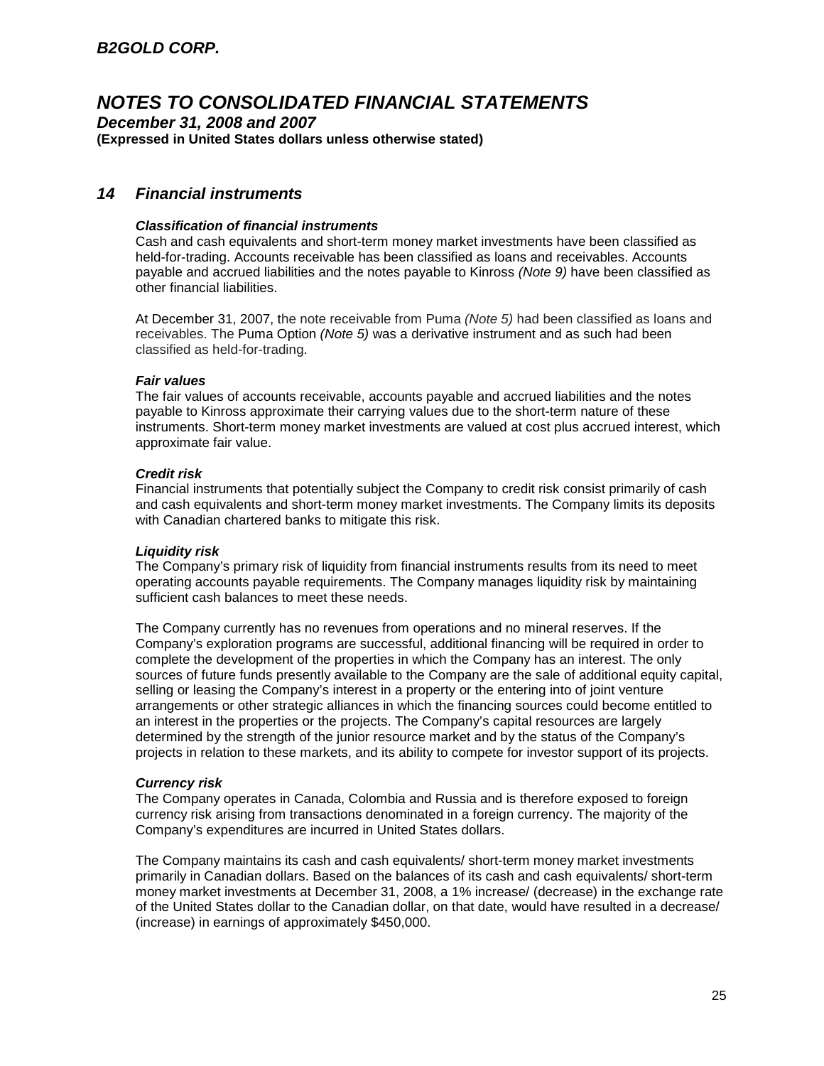## 14 Financial instruments

***Classification of financial instruments***

Cash and cash equivalents and short-term money market investments have been classified as held-for-trading. Accounts receivable has been classified as loans and receivables. Accounts payable and accrued liabilities and the notes payable to Kinross *(Note 9)* have been classified as other financial liabilities.

At December 31, 2007, the note receivable from Puma *(Note 5)* had been classified as loans and receivables. The Puma Option *(Note 5)* was a derivative instrument and as such had been classified as held-for-trading.

***Fair values***

The fair values of accounts receivable, accounts payable and accrued liabilities and the notes payable to Kinross approximate their carrying values due to the short-term nature of these instruments. Short-term money market investments are valued at cost plus accrued interest, which approximate fair value.

***Credit risk***

Financial instruments that potentially subject the Company to credit risk consist primarily of cash and cash equivalents and short-term money market investments. The Company limits its deposits with Canadian chartered banks to mitigate this risk.

***Liquidity risk***

The Company's primary risk of liquidity from financial instruments results from its need to meet operating accounts payable requirements. The Company manages liquidity risk by maintaining sufficient cash balances to meet these needs.

The Company currently has no revenues from operations and no mineral reserves. If the Company's exploration programs are successful, additional financing will be required in order to complete the development of the properties in which the Company has an interest. The only sources of future funds presently available to the Company are the sale of additional equity capital, selling or leasing the Company's interest in a property or the entering into of joint venture arrangements or other strategic alliances in which the financing sources could become entitled to an interest in the properties or the projects. The Company's capital resources are largely determined by the strength of the junior resource market and by the status of the Company's projects in relation to these markets, and its ability to compete for investor support of its projects.

***Currency risk***

The Company operates in Canada, Colombia and Russia and is therefore exposed to foreign currency risk arising from transactions denominated in a foreign currency. The majority of the Company's expenditures are incurred in United States dollars.

The Company maintains its cash and cash equivalents/ short-term money market investments primarily in Canadian dollars. Based on the balances of its cash and cash equivalents/ short-term money market investments at December 31, 2008, a 1% increase/ (decrease) in the exchange rate of the United States dollar to the Canadian dollar, on that date, would have resulted in a decrease/ (increase) in earnings of approximately $450,000.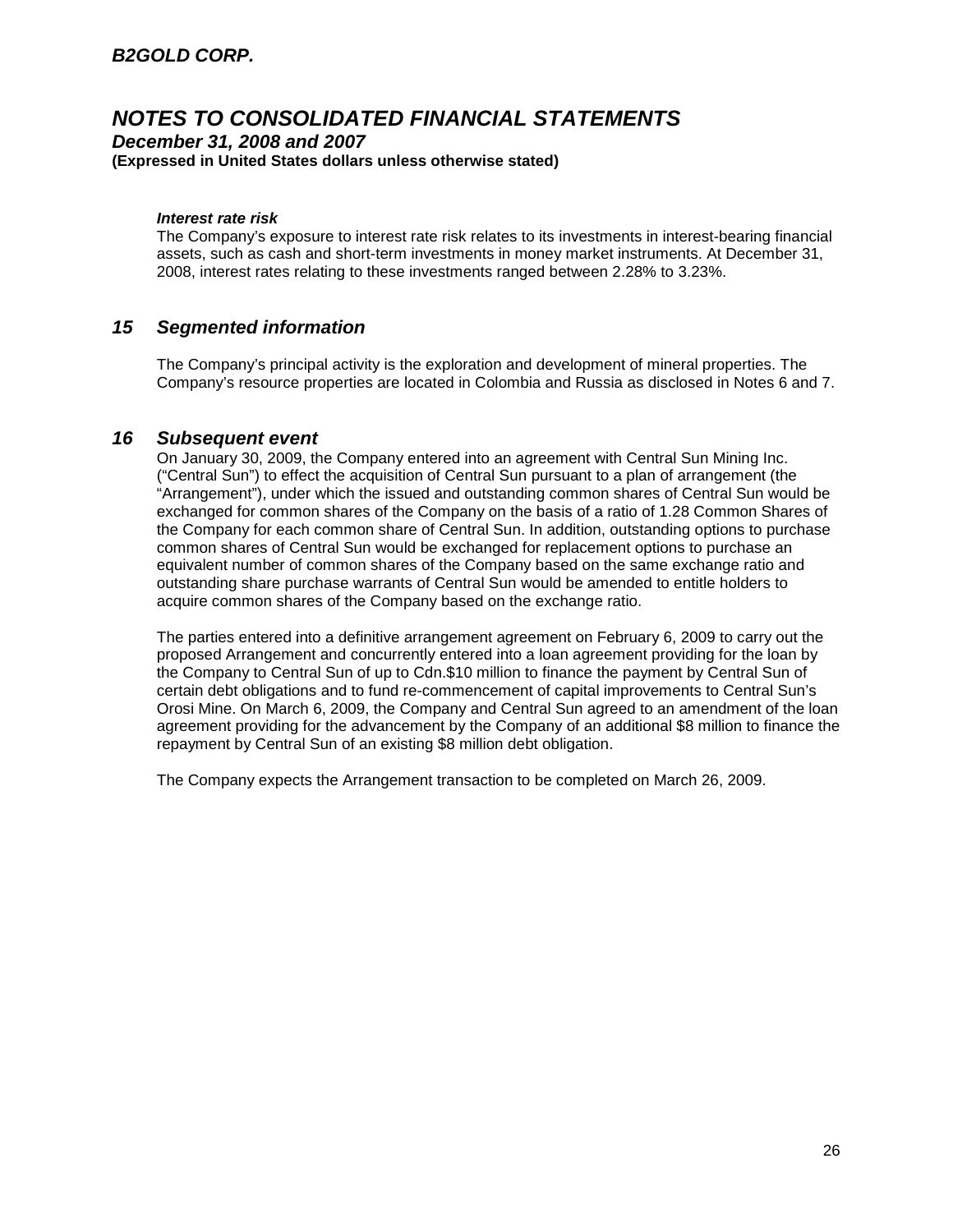***Interest rate risk***

The Company's exposure to interest rate risk relates to its investments in interest-bearing financial assets, such as cash and short-term investments in money market instruments. At December 31, 2008, interest rates relating to these investments ranged between 2.28% to 3.23%.

## *15 Segmented information*

The Company's principal activity is the exploration and development of mineral properties. The Company's resource properties are located in Colombia and Russia as disclosed in Notes 6 and 7.

## *16 Subsequent event*

On January 30, 2009, the Company entered into an agreement with Central Sun Mining Inc. ("Central Sun") to effect the acquisition of Central Sun pursuant to a plan of arrangement (the "Arrangement"), under which the issued and outstanding common shares of Central Sun would be exchanged for common shares of the Company on the basis of a ratio of 1.28 Common Shares of the Company for each common share of Central Sun. In addition, outstanding options to purchase common shares of Central Sun would be exchanged for replacement options to purchase an equivalent number of common shares of the Company based on the same exchange ratio and outstanding share purchase warrants of Central Sun would be amended to entitle holders to acquire common shares of the Company based on the exchange ratio.

The parties entered into a definitive arrangement agreement on February 6, 2009 to carry out the proposed Arrangement and concurrently entered into a loan agreement providing for the loan by the Company to Central Sun of up to Cdn.$10 million to finance the payment by Central Sun of certain debt obligations and to fund re-commencement of capital improvements to Central Sun's Orosi Mine. On March 6, 2009, the Company and Central Sun agreed to an amendment of the loan agreement providing for the advancement by the Company of an additional $8 million to finance the repayment by Central Sun of an existing $8 million debt obligation.

The Company expects the Arrangement transaction to be completed on March 26, 2009.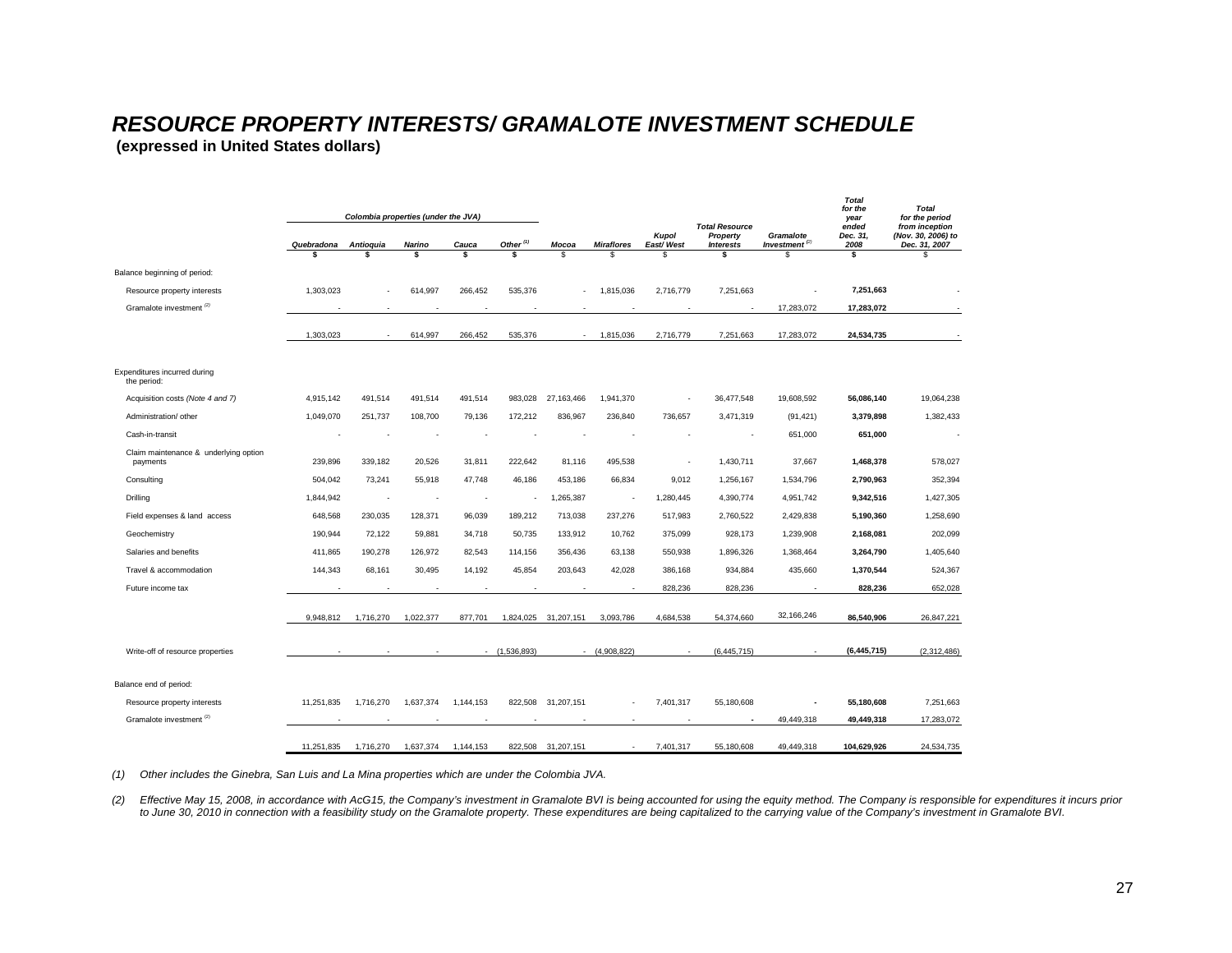# *RESOURCE PROPERTY INTERESTS/ GRAMALOTE INVESTMENT SCHEDULE*

**(expressed in United States dollars)**

| | *Colombia properties (under the JVA)* | | | | | | | | | | | |
|---|---|---|---|---|---|---|---|---|---|---|---|---|
| | *Quebradona* | *Antioquia* | *Narino* | *Cauca* | *Other* [(1)] | *Mocoa* | *Miraflores* | *Kupol East/ West* | *Total Resource Property Interests* | *Gramalote Investment* [(2)] | *Total for the year ended Dec. 31, 2008* | *Total for the period from inception (Nov. 30, 2006) to Dec. 31, 2007* |
| | $ | $ | $ | $ | $ | $ | $ | $ | $ | $ | $ | $ |
| Balance beginning of period: | | | | | | | | | | | | |
| Resource property interests | 1,303,023 | - | 614,997 | 266,452 | 535,376 | - | 1,815,036 | 2,716,779 | 7,251,663 | - | **7,251,663** | - |
| Gramalote investment [(2)] | - | - | - | - | - | - | - | - | - | 17,283,072 | **17,283,072** | - |
| | 1,303,023 | - | 614,997 | 266,452 | 535,376 | - | 1,815,036 | 2,716,779 | 7,251,663 | 17,283,072 | **24,534,735** | - |
| Expenditures incurred during the period: | | | | | | | | | | | | |
| Acquisition costs *(Note 4 and 7)* | 4,915,142 | 491,514 | 491,514 | 491,514 | 983,028 | 27,163,466 | 1,941,370 | - | 36,477,548 | 19,608,592 | **56,086,140** | 19,064,238 |
| Administration/ other | 1,049,070 | 251,737 | 108,700 | 79,136 | 172,212 | 836,967 | 236,840 | 736,657 | 3,471,319 | (91,421) | **3,379,898** | 1,382,433 |
| Cash-in-transit | - | - | - | - | - | - | - | - | - | 651,000 | **651,000** | - |
| Claim maintenance & underlying option payments | 239,896 | 339,182 | 20,526 | 31,811 | 222,642 | 81,116 | 495,538 | - | 1,430,711 | 37,667 | **1,468,378** | 578,027 |
| Consulting | 504,042 | 73,241 | 55,918 | 47,748 | 46,186 | 453,186 | 66,834 | 9,012 | 1,256,167 | 1,534,796 | **2,790,963** | 352,394 |
| Drilling | 1,844,942 | - | - | - | - | 1,265,387 | - | 1,280,445 | 4,390,774 | 4,951,742 | **9,342,516** | 1,427,305 |
| Field expenses & land access | 648,568 | 230,035 | 128,371 | 96,039 | 189,212 | 713,038 | 237,276 | 517,983 | 2,760,522 | 2,429,838 | **5,190,360** | 1,258,690 |
| Geochemistry | 190,944 | 72,122 | 59,881 | 34,718 | 50,735 | 133,912 | 10,762 | 375,099 | 928,173 | 1,239,908 | **2,168,081** | 202,099 |
| Salaries and benefits | 411,865 | 190,278 | 126,972 | 82,543 | 114,156 | 356,436 | 63,138 | 550,938 | 1,896,326 | 1,368,464 | **3,264,790** | 1,405,640 |
| Travel & accommodation | 144,343 | 68,161 | 30,495 | 14,192 | 45,854 | 203,643 | 42,028 | 386,168 | 934,884 | 435,660 | **1,370,544** | 524,367 |
| Future income tax | - | - | - | - | - | - | - | 828,236 | 828,236 | - | **828,236** | 652,028 |
| | 9,948,812 | 1,716,270 | 1,022,377 | 877,701 | 1,824,025 | 31,207,151 | 3,093,786 | 4,684,538 | 54,374,660 | 32,166,246 | **86,540,906** | 26,847,221 |
| Write-off of resource properties | - | - | - | - | (1,536,893) | - | (4,908,822) | - | (6,445,715) | - | **(6,445,715)** | (2,312,486) |
| Balance end of period: | | | | | | | | | | | | |
| Resource property interests | 11,251,835 | 1,716,270 | 1,637,374 | 1,144,153 | 822,508 | 31,207,151 | - | 7,401,317 | 55,180,608 | - | **55,180,608** | 7,251,663 |
| Gramalote investment [(2)] | - | - | - | - | - | - | - | - | - | 49,449,318 | **49,449,318** | 17,283,072 |
| | 11,251,835 | 1,716,270 | 1,637,374 | 1,144,153 | 822,508 | 31,207,151 | - | 7,401,317 | 55,180,608 | 49,449,318 | **104,629,926** | 24,534,735 |

*(1) Other includes the Ginebra, San Luis and La Mina properties which are under the Colombia JVA.*

*(2) Effective May 15, 2008, in accordance with AcG15, the Company's investment in Gramalote BVI is being accounted for using the equity method. The Company is responsible for expenditures it incurs prior to June 30, 2010 in connection with a feasibility study on the Gramalote property. These expenditures are being capitalized to the carrying value of the Company's investment in Gramalote BVI.*